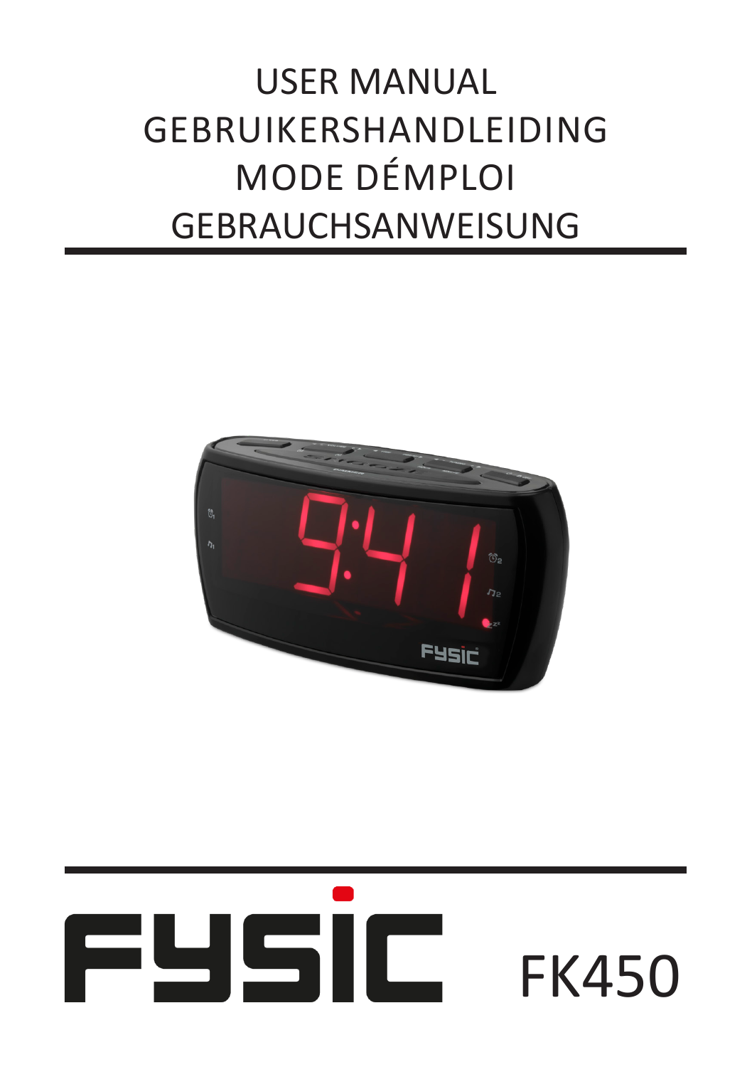# USER MANUAL
# GEBRUIKERSHANDLEIDING
# MODE DÉMPLOI
# GEBRAUCHSANWEISUNG

FYSIC FK450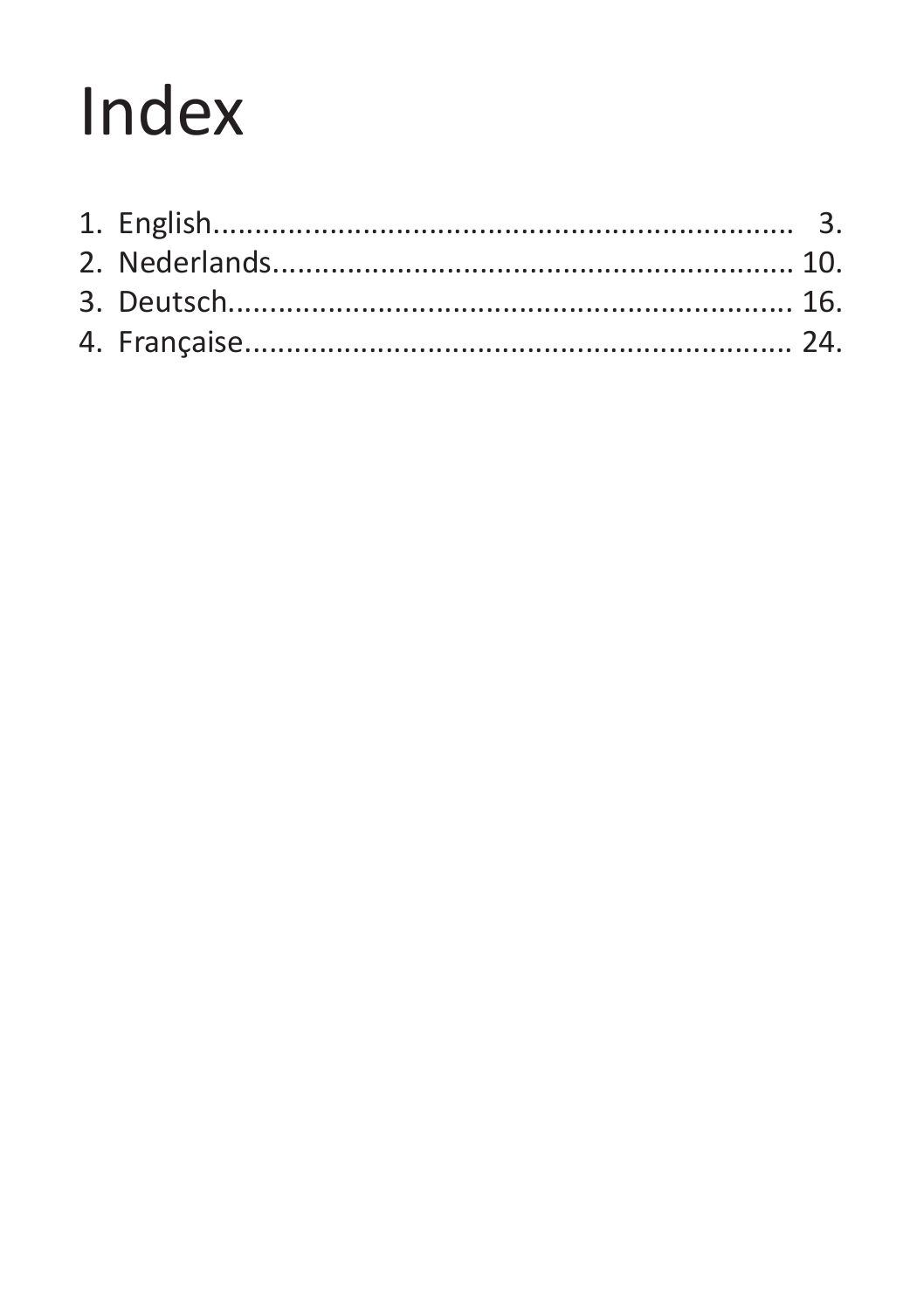# Index

1. English.................................................................. 3.
2. Nederlands........................................................... 10.
3. Deutsch................................................................ 16.
4. Française.............................................................. 24.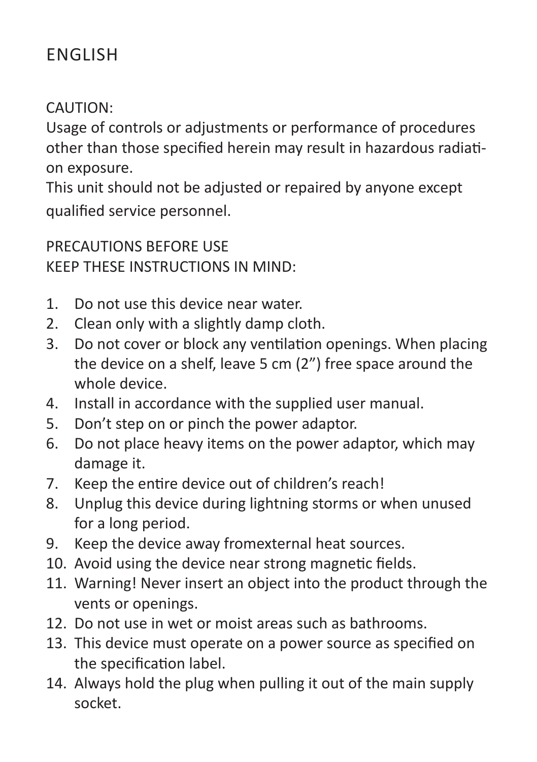# ENGLISH

CAUTION:
Usage of controls or adjustments or performance of procedures other than those specified herein may result in hazardous radiation exposure.
This unit should not be adjusted or repaired by anyone except qualified service personnel.

PRECAUTIONS BEFORE USE
KEEP THESE INSTRUCTIONS IN MIND:

1. Do not use this device near water.
2. Clean only with a slightly damp cloth.
3. Do not cover or block any ventilation openings. When placing the device on a shelf, leave 5 cm (2") free space around the whole device.
4. Install in accordance with the supplied user manual.
5. Don't step on or pinch the power adaptor.
6. Do not place heavy items on the power adaptor, which may damage it.
7. Keep the entire device out of children's reach!
8. Unplug this device during lightning storms or when unused for a long period.
9. Keep the device away fromexternal heat sources.
10. Avoid using the device near strong magnetic fields.
11. Warning! Never insert an object into the product through the vents or openings.
12. Do not use in wet or moist areas such as bathrooms.
13. This device must operate on a power source as specified on the specification label.
14. Always hold the plug when pulling it out of the main supply socket.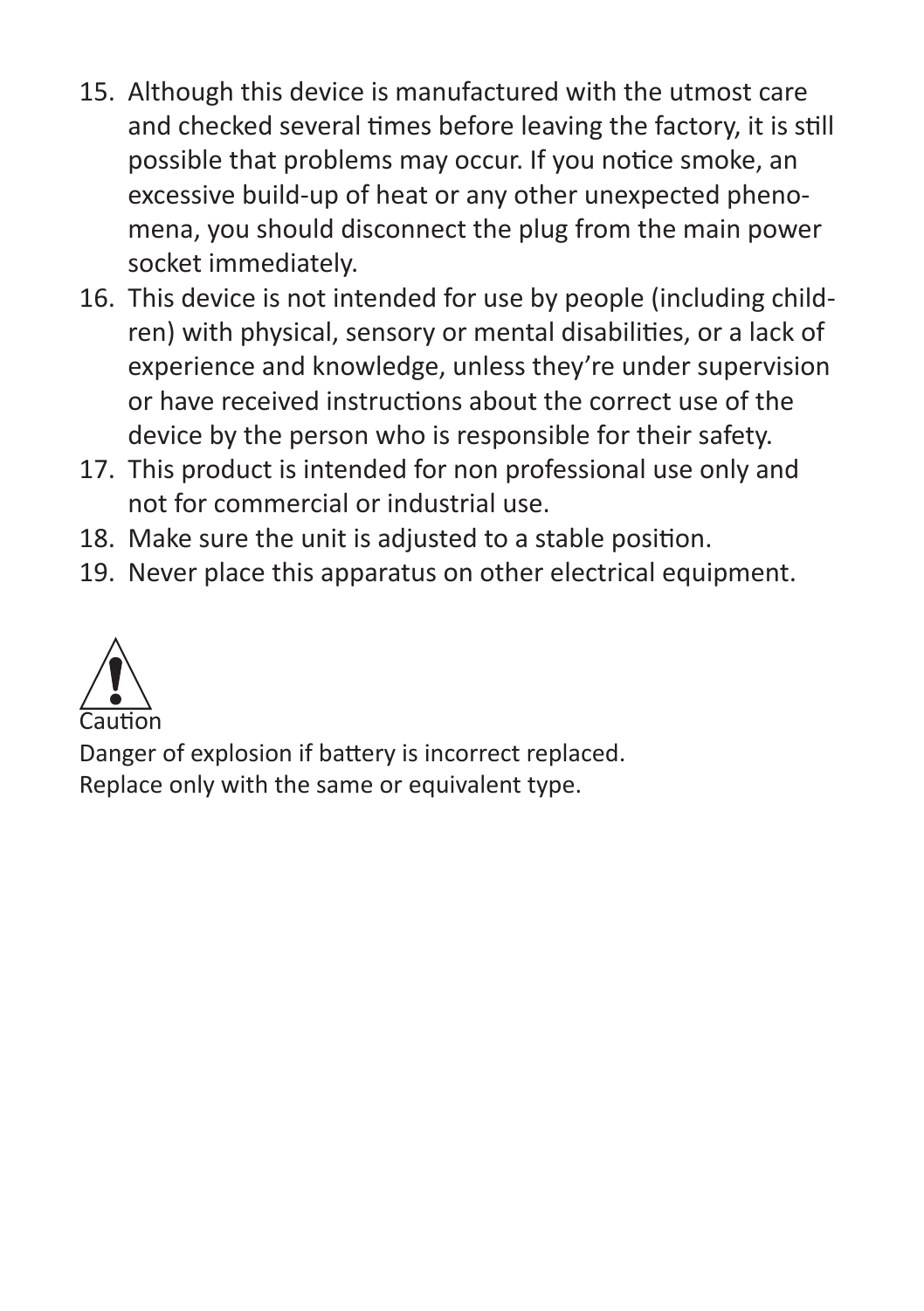15. Although this device is manufactured with the utmost care and checked several times before leaving the factory, it is still possible that problems may occur. If you notice smoke, an excessive build-up of heat or any other unexpected phenomena, you should disconnect the plug from the main power socket immediately.
16. This device is not intended for use by people (including children) with physical, sensory or mental disabilities, or a lack of experience and knowledge, unless they're under supervision or have received instructions about the correct use of the device by the person who is responsible for their safety.
17. This product is intended for non professional use only and not for commercial or industrial use.
18. Make sure the unit is adjusted to a stable position.
19. Never place this apparatus on other electrical equipment.

⚠ Caution

Danger of explosion if battery is incorrect replaced.
Replace only with the same or equivalent type.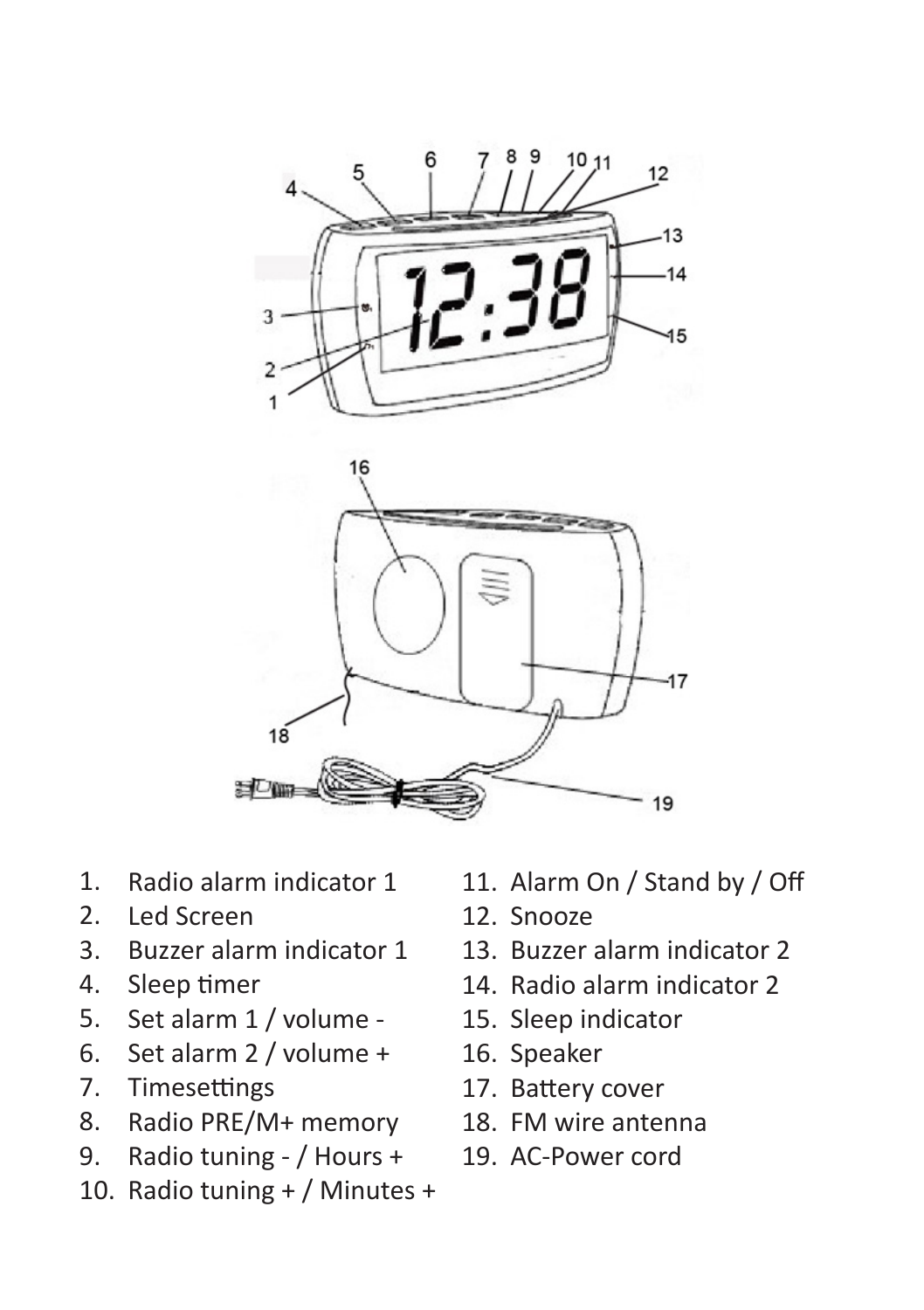1. Radio alarm indicator 1
2. Led Screen
3. Buzzer alarm indicator 1
4. Sleep timer
5. Set alarm 1 / volume -
6. Set alarm 2 / volume +
7. Timesettings
8. Radio PRE/M+ memory
9. Radio tuning - / Hours +
10. Radio tuning + / Minutes +
11. Alarm On / Stand by / Off
12. Snooze
13. Buzzer alarm indicator 2
14. Radio alarm indicator 2
15. Sleep indicator
16. Speaker
17. Battery cover
18. FM wire antenna
19. AC-Power cord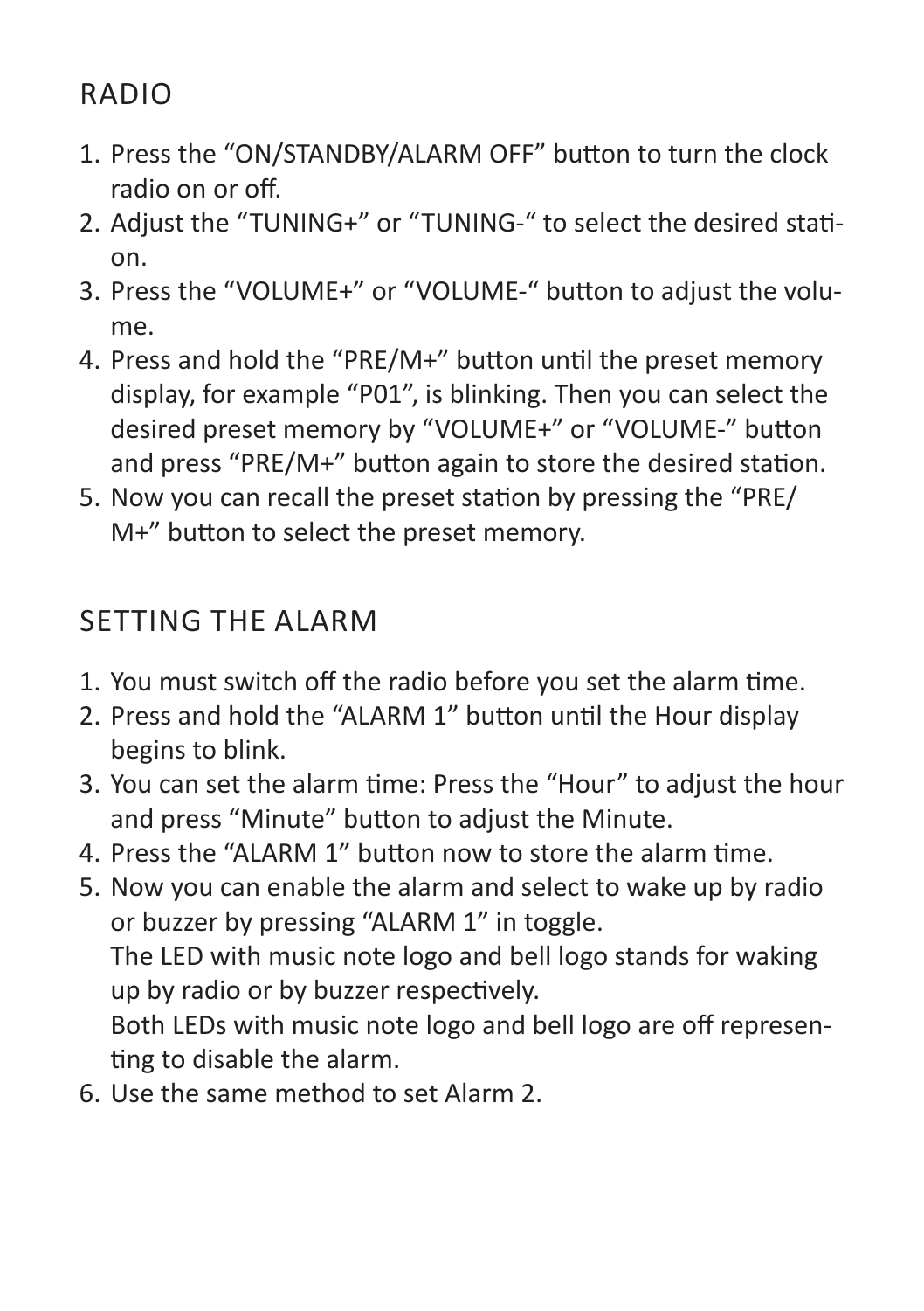## RADIO

1. Press the "ON/STANDBY/ALARM OFF" button to turn the clock radio on or off.
2. Adjust the "TUNING+" or "TUNING-" to select the desired station.
3. Press the "VOLUME+" or "VOLUME-" button to adjust the volume.
4. Press and hold the "PRE/M+" button until the preset memory display, for example "P01", is blinking. Then you can select the desired preset memory by "VOLUME+" or "VOLUME-" button and press "PRE/M+" button again to store the desired station.
5. Now you can recall the preset station by pressing the "PRE/M+" button to select the preset memory.

## SETTING THE ALARM

1. You must switch off the radio before you set the alarm time.
2. Press and hold the "ALARM 1" button until the Hour display begins to blink.
3. You can set the alarm time: Press the "Hour" to adjust the hour and press "Minute" button to adjust the Minute.
4. Press the "ALARM 1" button now to store the alarm time.
5. Now you can enable the alarm and select to wake up by radio or buzzer by pressing "ALARM 1" in toggle.
   The LED with music note logo and bell logo stands for waking up by radio or by buzzer respectively.
   Both LEDs with music note logo and bell logo are off representing to disable the alarm.
6. Use the same method to set Alarm 2.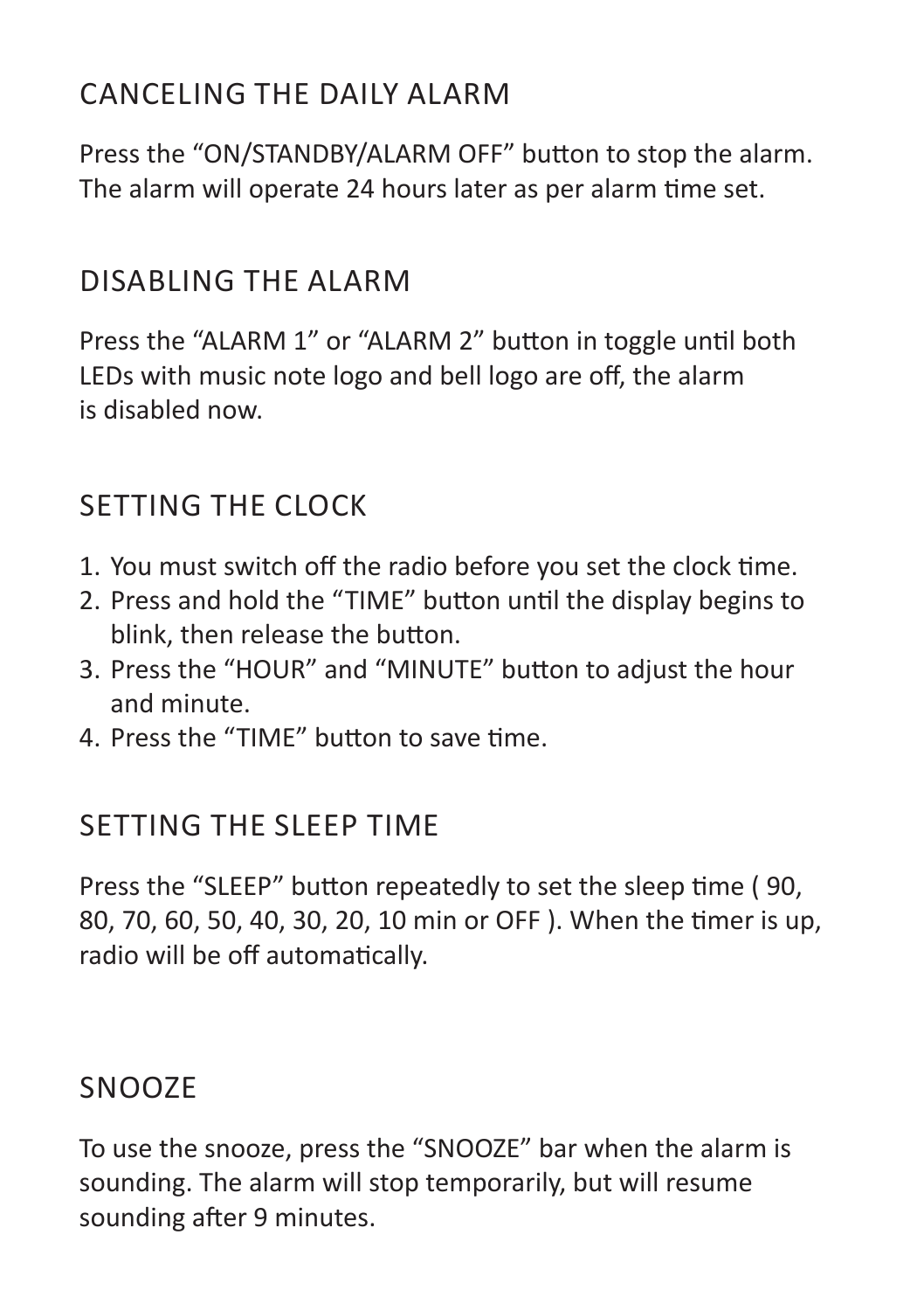## CANCELING THE DAILY ALARM

Press the “ON/STANDBY/ALARM OFF” button to stop the alarm. The alarm will operate 24 hours later as per alarm time set.

## DISABLING THE ALARM

Press the “ALARM 1” or “ALARM 2” button in toggle until both LEDs with music note logo and bell logo are off, the alarm is disabled now.

## SETTING THE CLOCK

1. You must switch off the radio before you set the clock time.
2. Press and hold the “TIME” button until the display begins to blink, then release the button.
3. Press the “HOUR” and “MINUTE” button to adjust the hour and minute.
4. Press the “TIME” button to save time.

## SETTING THE SLEEP TIME

Press the “SLEEP” button repeatedly to set the sleep time ( 90, 80, 70, 60, 50, 40, 30, 20, 10 min or OFF ). When the timer is up, radio will be off automatically.

## SNOOZE

To use the snooze, press the “SNOOZE” bar when the alarm is sounding. The alarm will stop temporarily, but will resume sounding after 9 minutes.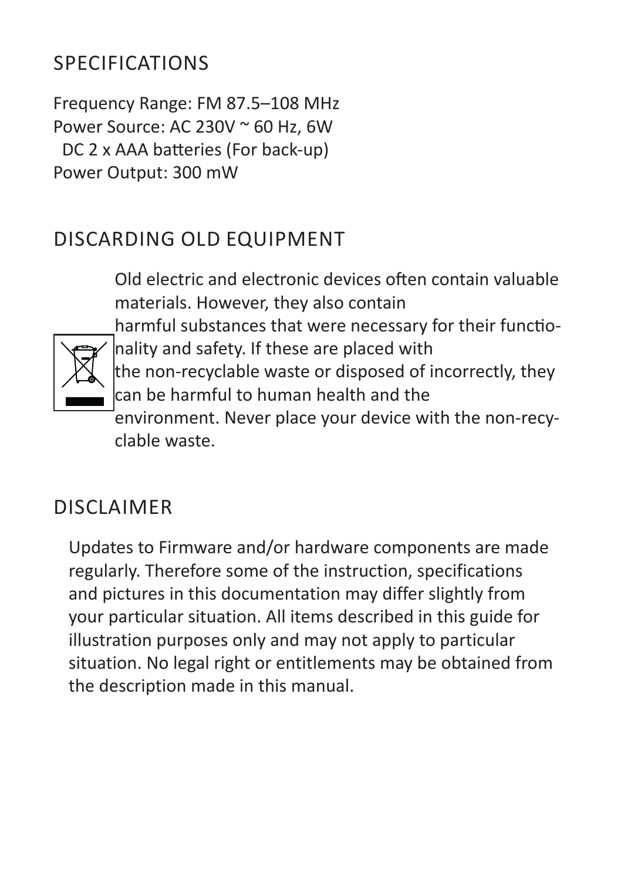## SPECIFICATIONS

Frequency Range: FM 87.5–108 MHz
Power Source: AC 230V ~ 60 Hz, 6W
DC 2 x AAA batteries (For back-up)
Power Output: 300 mW

## DISCARDING OLD EQUIPMENT

Old electric and electronic devices often contain valuable materials. However, they also contain harmful substances that were necessary for their functionality and safety. If these are placed with the non-recyclable waste or disposed of incorrectly, they can be harmful to human health and the environment. Never place your device with the non-recyclable waste.

## DISCLAIMER

Updates to Firmware and/or hardware components are made regularly. Therefore some of the instruction, specifications and pictures in this documentation may differ slightly from your particular situation. All items described in this guide for illustration purposes only and may not apply to particular situation. No legal right or entitlements may be obtained from the description made in this manual.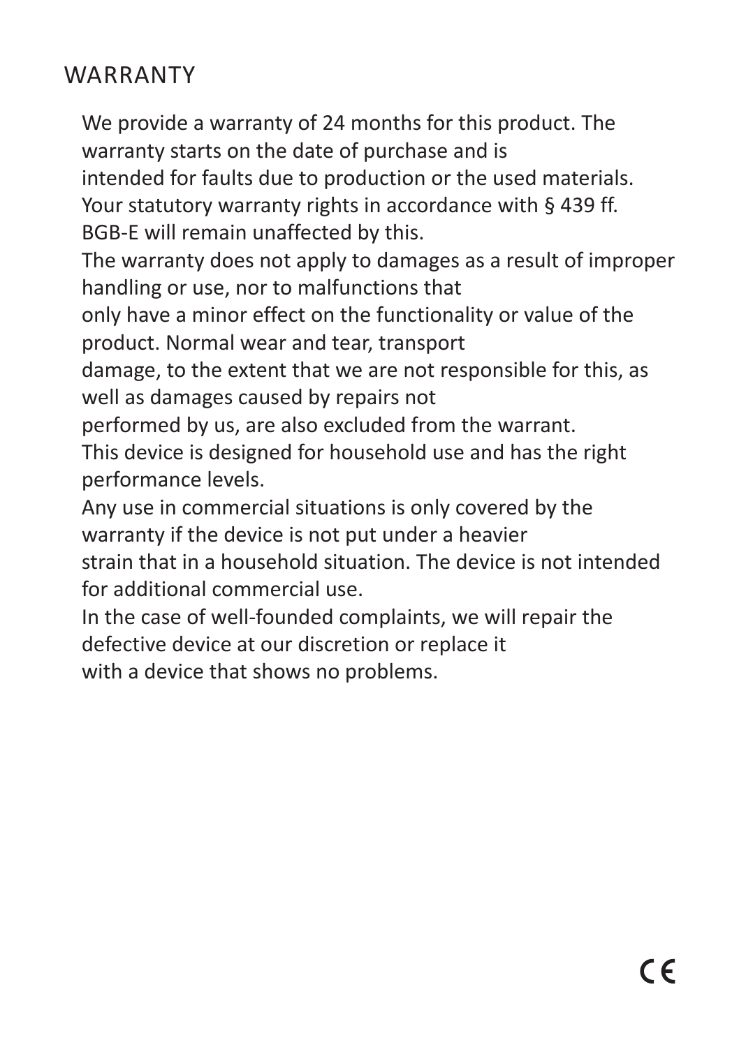# WARRANTY

We provide a warranty of 24 months for this product. The warranty starts on the date of purchase and is intended for faults due to production or the used materials. Your statutory warranty rights in accordance with § 439 ff. BGB-E will remain unaffected by this.

The warranty does not apply to damages as a result of improper handling or use, nor to malfunctions that only have a minor effect on the functionality or value of the product. Normal wear and tear, transport damage, to the extent that we are not responsible for this, as well as damages caused by repairs not performed by us, are also excluded from the warrant.

This device is designed for household use and has the right performance levels.

Any use in commercial situations is only covered by the warranty if the device is not put under a heavier strain that in a household situation. The device is not intended for additional commercial use.

In the case of well-founded complaints, we will repair the defective device at our discretion or replace it with a device that shows no problems.

CE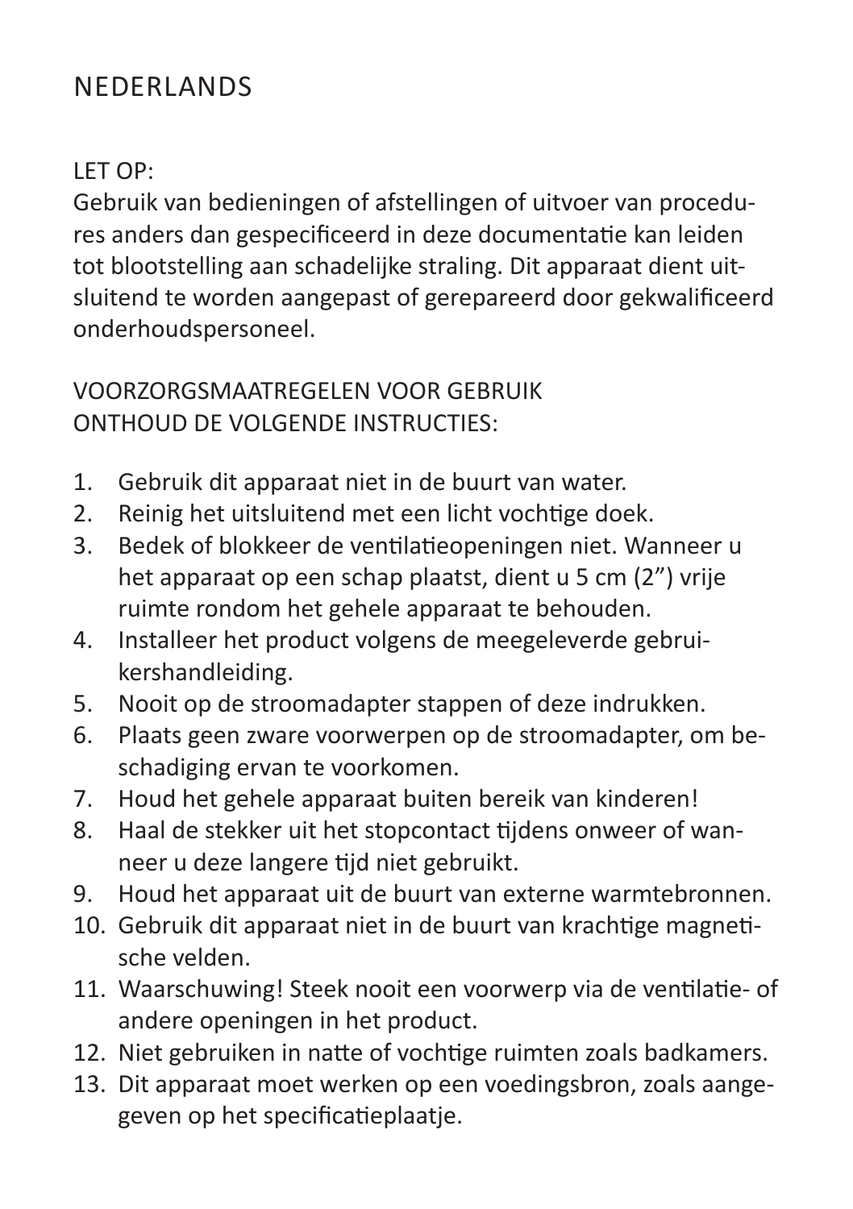# NEDERLANDS

LET OP:
Gebruik van bedieningen of afstellingen of uitvoer van procedures anders dan gespecificeerd in deze documentatie kan leiden tot blootstelling aan schadelijke straling. Dit apparaat dient uitsluitend te worden aangepast of gerepareerd door gekwalificeerd onderhoudspersoneel.

VOORZORGSMAATREGELEN VOOR GEBRUIK
ONTHOUD DE VOLGENDE INSTRUCTIES:

1. Gebruik dit apparaat niet in de buurt van water.
2. Reinig het uitsluitend met een licht vochtige doek.
3. Bedek of blokkeer de ventilatieopeningen niet. Wanneer u het apparaat op een schap plaatst, dient u 5 cm (2”) vrije ruimte rondom het gehele apparaat te behouden.
4. Installeer het product volgens de meegeleverde gebruikershandleiding.
5. Nooit op de stroomadapter stappen of deze indrukken.
6. Plaats geen zware voorwerpen op de stroomadapter, om beschadiging ervan te voorkomen.
7. Houd het gehele apparaat buiten bereik van kinderen!
8. Haal de stekker uit het stopcontact tijdens onweer of wanneer u deze langere tijd niet gebruikt.
9. Houd het apparaat uit de buurt van externe warmtebronnen.
10. Gebruik dit apparaat niet in de buurt van krachtige magnetische velden.
11. Waarschuwing! Steek nooit een voorwerp via de ventilatie- of andere openingen in het product.
12. Niet gebruiken in natte of vochtige ruimten zoals badkamers.
13. Dit apparaat moet werken op een voedingsbron, zoals aangegeven op het specificatieplaatje.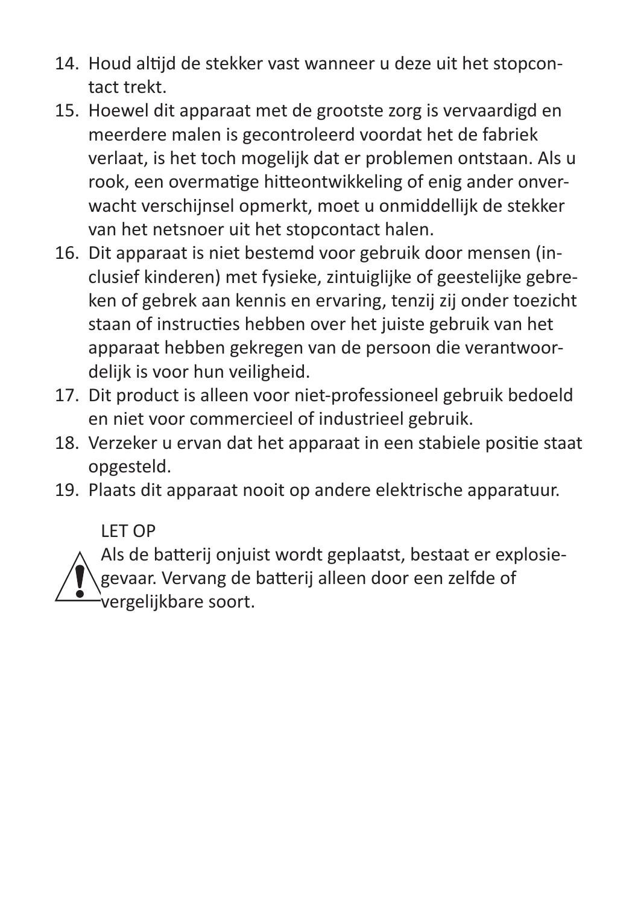14. Houd altijd de stekker vast wanneer u deze uit het stopcontact trekt.
15. Hoewel dit apparaat met de grootste zorg is vervaardigd en meerdere malen is gecontroleerd voordat het de fabriek verlaat, is het toch mogelijk dat er problemen ontstaan. Als u rook, een overmatige hitteontwikkeling of enig ander onverwacht verschijnsel opmerkt, moet u onmiddellijk de stekker van het netsnoer uit het stopcontact halen.
16. Dit apparaat is niet bestemd voor gebruik door mensen (inclusief kinderen) met fysieke, zintuiglijke of geestelijke gebreken of gebrek aan kennis en ervaring, tenzij zij onder toezicht staan of instructies hebben over het juiste gebruik van het apparaat hebben gekregen van de persoon die verantwoordelijk is voor hun veiligheid.
17. Dit product is alleen voor niet-professioneel gebruik bedoeld en niet voor commercieel of industrieel gebruik.
18. Verzeker u ervan dat het apparaat in een stabiele positie staat opgesteld.
19. Plaats dit apparaat nooit op andere elektrische apparatuur.

LET OP

Als de batterij onjuist wordt geplaatst, bestaat er explosiegevaar. Vervang de batterij alleen door een zelfde of vergelijkbare soort.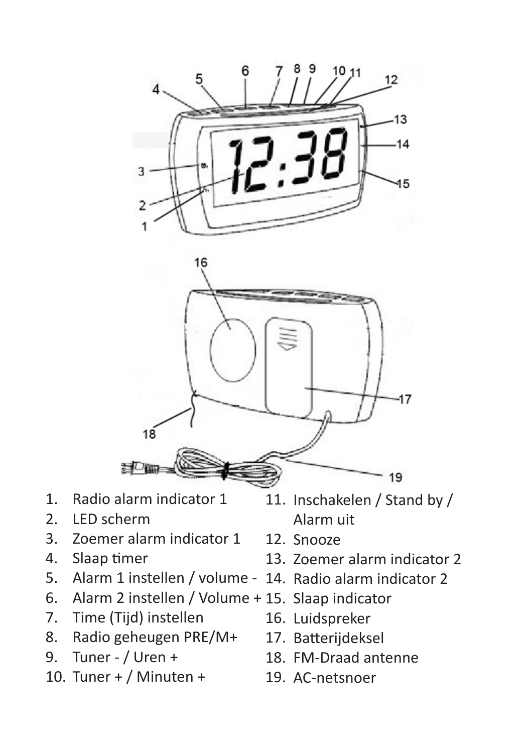1. Radio alarm indicator 1
2. LED scherm
3. Zoemer alarm indicator 1
4. Slaap timer
5. Alarm 1 instellen / volume -
6. Alarm 2 instellen / Volume +
7. Time (Tijd) instellen
8. Radio geheugen PRE/M+
9. Tuner - / Uren +
10. Tuner + / Minuten +
11. Inschakelen / Stand by / Alarm uit
12. Snooze
13. Zoemer alarm indicator 2
14. Radio alarm indicator 2
15. Slaap indicator
16. Luidspreker
17. Batterijdeksel
18. FM-Draad antenne
19. AC-netsnoer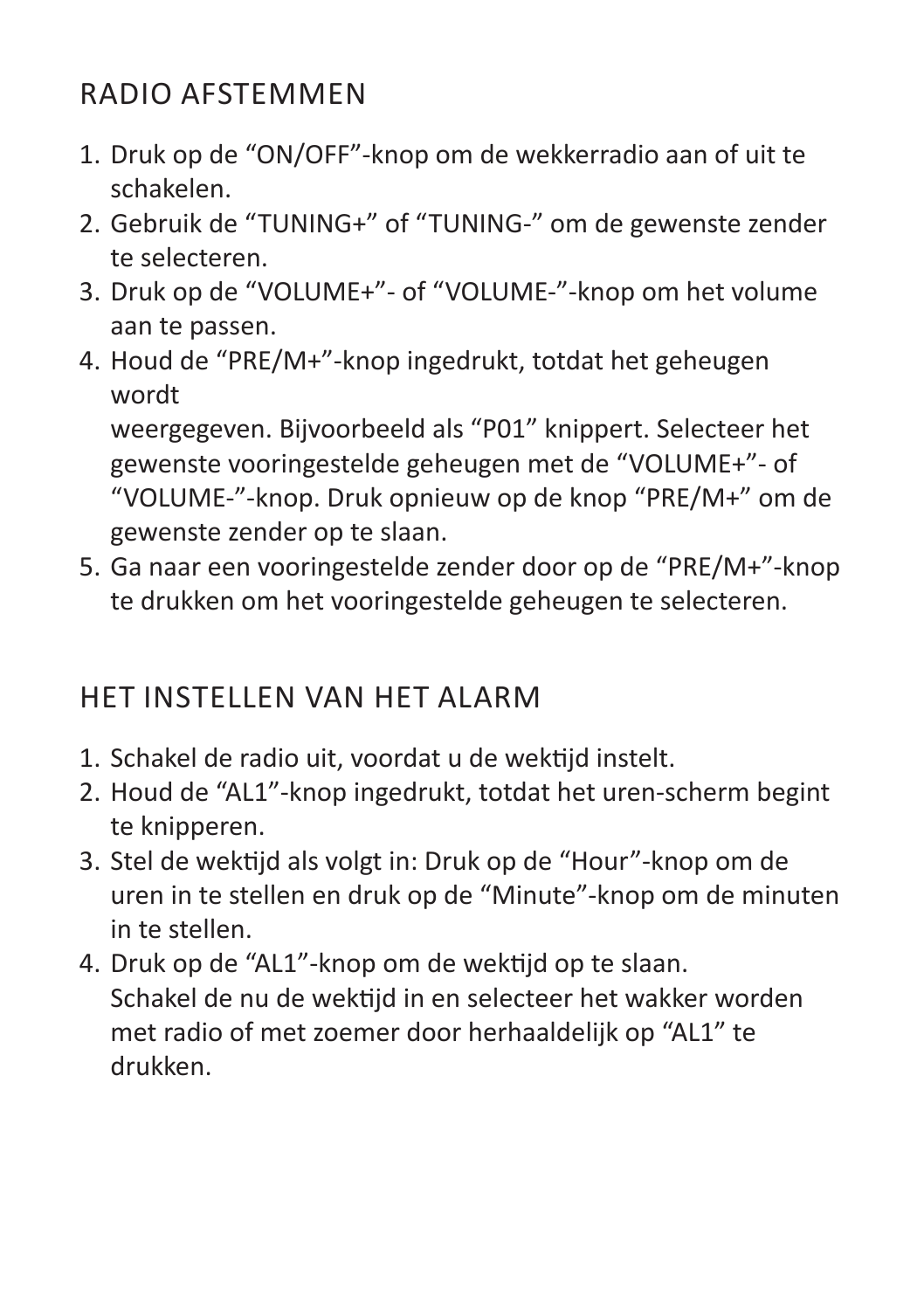## RADIO AFSTEMMEN

1. Druk op de "ON/OFF"-knop om de wekkerradio aan of uit te schakelen.
2. Gebruik de "TUNING+" of "TUNING-" om de gewenste zender te selecteren.
3. Druk op de "VOLUME+"- of "VOLUME-"-knop om het volume aan te passen.
4. Houd de "PRE/M+"-knop ingedrukt, totdat het geheugen wordt
   weergegeven. Bijvoorbeeld als "P01" knippert. Selecteer het gewenste vooringestelde geheugen met de "VOLUME+"- of "VOLUME-"-knop. Druk opnieuw op de knop "PRE/M+" om de gewenste zender op te slaan.
5. Ga naar een vooringestelde zender door op de "PRE/M+"-knop te drukken om het vooringestelde geheugen te selecteren.

## HET INSTELLEN VAN HET ALARM

1. Schakel de radio uit, voordat u de wektijd instelt.
2. Houd de "AL1"-knop ingedrukt, totdat het uren-scherm begint te knipperen.
3. Stel de wektijd als volgt in: Druk op de "Hour"-knop om de uren in te stellen en druk op de "Minute"-knop om de minuten in te stellen.
4. Druk op de "AL1"-knop om de wektijd op te slaan.
   Schakel de nu de wektijd in en selecteer het wakker worden met radio of met zoemer door herhaaldelijk op "AL1" te drukken.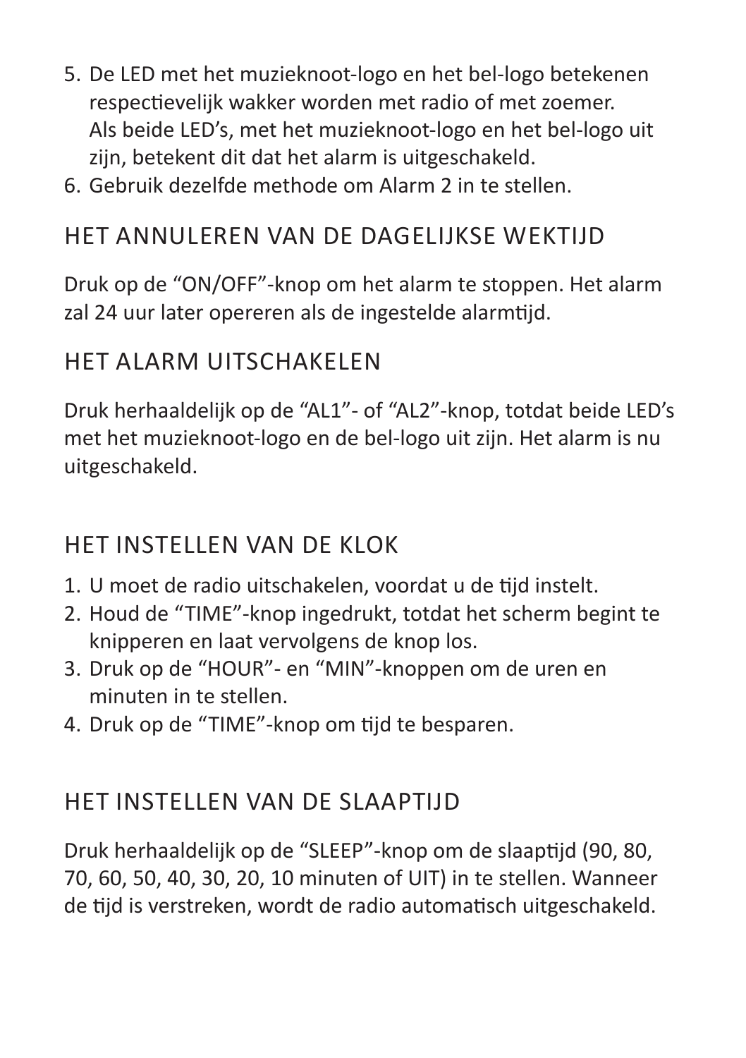5. De LED met het muzieknoot-logo en het bel-logo betekenen respectievelijk wakker worden met radio of met zoemer. Als beide LED's, met het muzieknoot-logo en het bel-logo uit zijn, betekent dit dat het alarm is uitgeschakeld.
6. Gebruik dezelfde methode om Alarm 2 in te stellen.

## HET ANNULEREN VAN DE DAGELIJKSE WEKTIJD

Druk op de "ON/OFF"-knop om het alarm te stoppen. Het alarm zal 24 uur later opereren als de ingestelde alarmtijd.

## HET ALARM UITSCHAKELEN

Druk herhaaldelijk op de "AL1"- of "AL2"-knop, totdat beide LED's met het muzieknoot-logo en de bel-logo uit zijn. Het alarm is nu uitgeschakeld.

## HET INSTELLEN VAN DE KLOK

1. U moet de radio uitschakelen, voordat u de tijd instelt.
2. Houd de "TIME"-knop ingedrukt, totdat het scherm begint te knipperen en laat vervolgens de knop los.
3. Druk op de "HOUR"- en "MIN"-knoppen om de uren en minuten in te stellen.
4. Druk op de "TIME"-knop om tijd te besparen.

## HET INSTELLEN VAN DE SLAAPTIJD

Druk herhaaldelijk op de "SLEEP"-knop om de slaaptijd (90, 80, 70, 60, 50, 40, 30, 20, 10 minuten of UIT) in te stellen. Wanneer de tijd is verstreken, wordt de radio automatisch uitgeschakeld.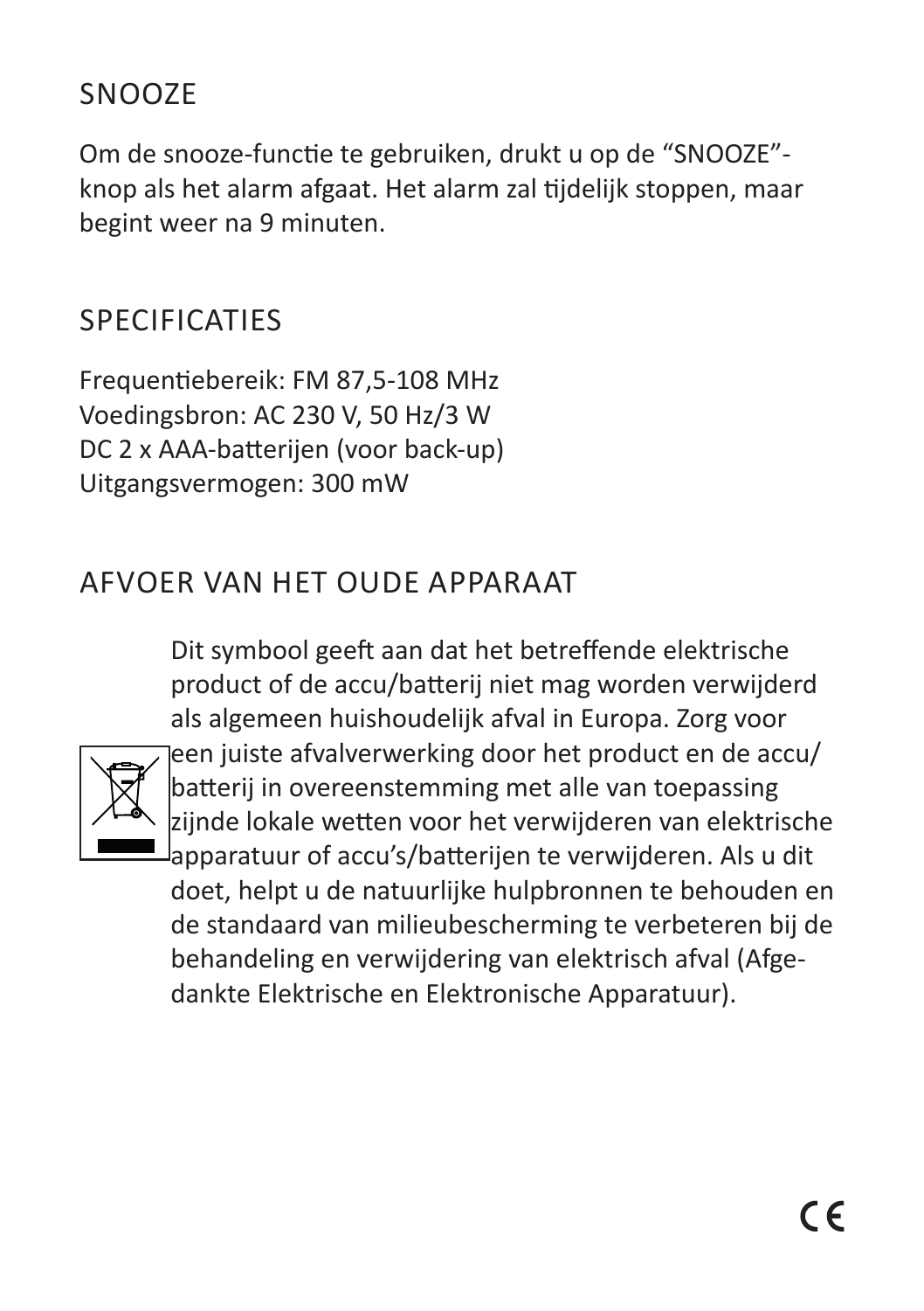## SNOOZE

Om de snooze-functie te gebruiken, drukt u op de “SNOOZE”-knop als het alarm afgaat. Het alarm zal tijdelijk stoppen, maar begint weer na 9 minuten.

## SPECIFICATIES

Frequentiebereik: FM 87,5-108 MHz
Voedingsbron: AC 230 V, 50 Hz/3 W
DC 2 x AAA-batterijen (voor back-up)
Uitgangsvermogen: 300 mW

## AFVOER VAN HET OUDE APPARAAT

Dit symbool geeft aan dat het betreffende elektrische product of de accu/batterij niet mag worden verwijderd als algemeen huishoudelijk afval in Europa. Zorg voor een juiste afvalverwerking door het product en de accu/batterij in overeenstemming met alle van toepassing zijnde lokale wetten voor het verwijderen van elektrische apparatuur of accu’s/batterijen te verwijderen. Als u dit doet, helpt u de natuurlijke hulpbronnen te behouden en de standaard van milieubescherming te verbeteren bij de behandeling en verwijdering van elektrisch afval (Afgedankte Elektrische en Elektronische Apparatuur).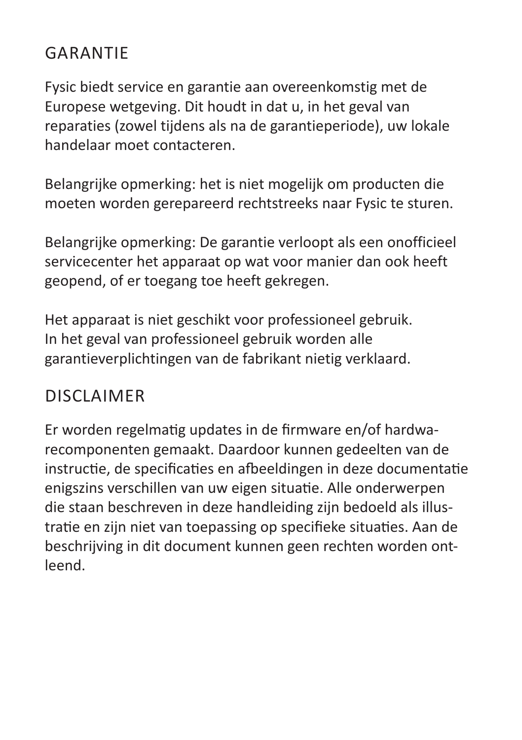## GARANTIE

Fysic biedt service en garantie aan overeenkomstig met de Europese wetgeving. Dit houdt in dat u, in het geval van reparaties (zowel tijdens als na de garantieperiode), uw lokale handelaar moet contacteren.

Belangrijke opmerking: het is niet mogelijk om producten die moeten worden gerepareerd rechtstreeks naar Fysic te sturen.

Belangrijke opmerking: De garantie verloopt als een onofficieel servicecenter het apparaat op wat voor manier dan ook heeft geopend, of er toegang toe heeft gekregen.

Het apparaat is niet geschikt voor professioneel gebruik.
In het geval van professioneel gebruik worden alle garantieverplichtingen van de fabrikant nietig verklaard.

## DISCLAIMER

Er worden regelmatig updates in de firmware en/of hardwarecomponenten gemaakt. Daardoor kunnen gedeelten van de instructie, de specificaties en afbeeldingen in deze documentatie enigszins verschillen van uw eigen situatie. Alle onderwerpen die staan beschreven in deze handleiding zijn bedoeld als illustratie en zijn niet van toepassing op specifieke situaties. Aan de beschrijving in dit document kunnen geen rechten worden ontleend.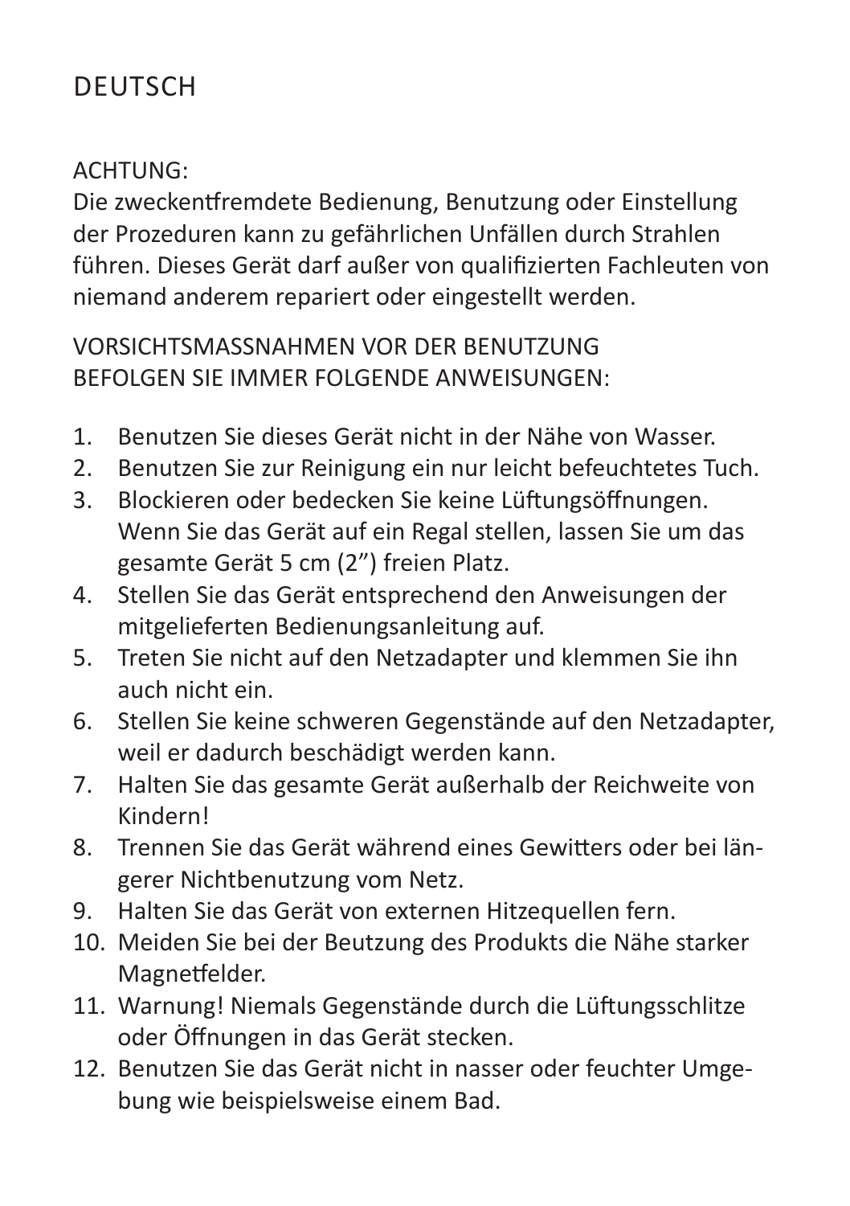# DEUTSCH

ACHTUNG:
Die zweckentfremdete Bedienung, Benutzung oder Einstellung der Prozeduren kann zu gefährlichen Unfällen durch Strahlen führen. Dieses Gerät darf außer von qualifizierten Fachleuten von niemand anderem repariert oder eingestellt werden.

VORSICHTSMASSNAHMEN VOR DER BENUTZUNG
BEFOLGEN SIE IMMER FOLGENDE ANWEISUNGEN:

1. Benutzen Sie dieses Gerät nicht in der Nähe von Wasser.
2. Benutzen Sie zur Reinigung ein nur leicht befeuchtetes Tuch.
3. Blockieren oder bedecken Sie keine Lüftungsöffnungen. Wenn Sie das Gerät auf ein Regal stellen, lassen Sie um das gesamte Gerät 5 cm (2”) freien Platz.
4. Stellen Sie das Gerät entsprechend den Anweisungen der mitgelieferten Bedienungsanleitung auf.
5. Treten Sie nicht auf den Netzadapter und klemmen Sie ihn auch nicht ein.
6. Stellen Sie keine schweren Gegenstände auf den Netzadapter, weil er dadurch beschädigt werden kann.
7. Halten Sie das gesamte Gerät außerhalb der Reichweite von Kindern!
8. Trennen Sie das Gerät während eines Gewitters oder bei längerer Nichtbenutzung vom Netz.
9. Halten Sie das Gerät von externen Hitzequellen fern.
10. Meiden Sie bei der Beutzung des Produkts die Nähe starker Magnetfelder.
11. Warnung! Niemals Gegenstände durch die Lüftungsschlitze oder Öffnungen in das Gerät stecken.
12. Benutzen Sie das Gerät nicht in nasser oder feuchter Umgebung wie beispielsweise einem Bad.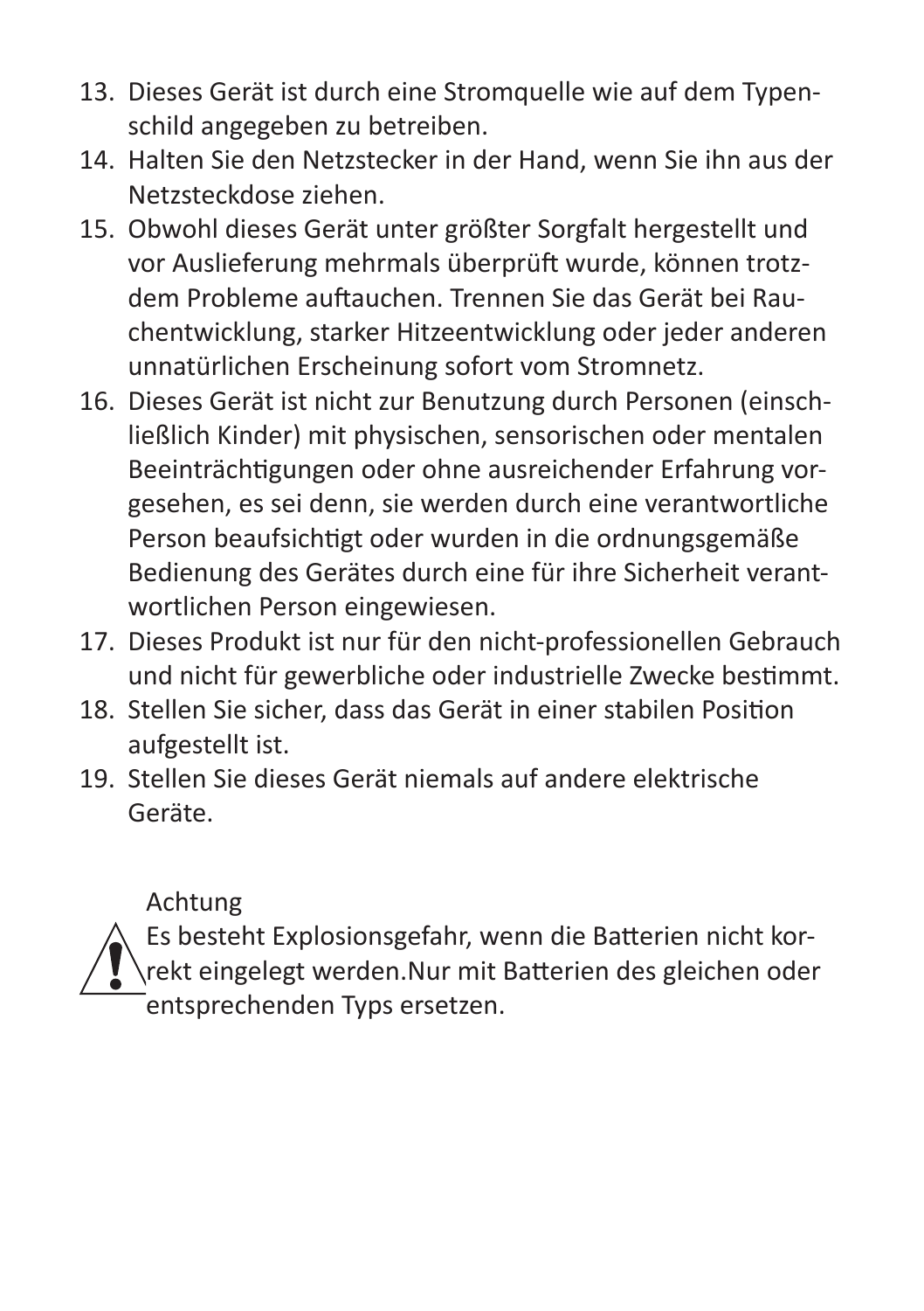13. Dieses Gerät ist durch eine Stromquelle wie auf dem Typenschild angegeben zu betreiben.
14. Halten Sie den Netzstecker in der Hand, wenn Sie ihn aus der Netzsteckdose ziehen.
15. Obwohl dieses Gerät unter größter Sorgfalt hergestellt und vor Auslieferung mehrmals überprüft wurde, können trotzdem Probleme auftauchen. Trennen Sie das Gerät bei Rauchentwicklung, starker Hitzeentwicklung oder jeder anderen unnatürlichen Erscheinung sofort vom Stromnetz.
16. Dieses Gerät ist nicht zur Benutzung durch Personen (einschließlich Kinder) mit physischen, sensorischen oder mentalen Beeinträchtigungen oder ohne ausreichender Erfahrung vorgesehen, es sei denn, sie werden durch eine verantwortliche Person beaufsichtigt oder wurden in die ordnungsgemäße Bedienung des Gerätes durch eine für ihre Sicherheit verantwortlichen Person eingewiesen.
17. Dieses Produkt ist nur für den nicht-professionellen Gebrauch und nicht für gewerbliche oder industrielle Zwecke bestimmt.
18. Stellen Sie sicher, dass das Gerät in einer stabilen Position aufgestellt ist.
19. Stellen Sie dieses Gerät niemals auf andere elektrische Geräte.

Achtung

Es besteht Explosionsgefahr, wenn die Batterien nicht korrekt eingelegt werden.Nur mit Batterien des gleichen oder entsprechenden Typs ersetzen.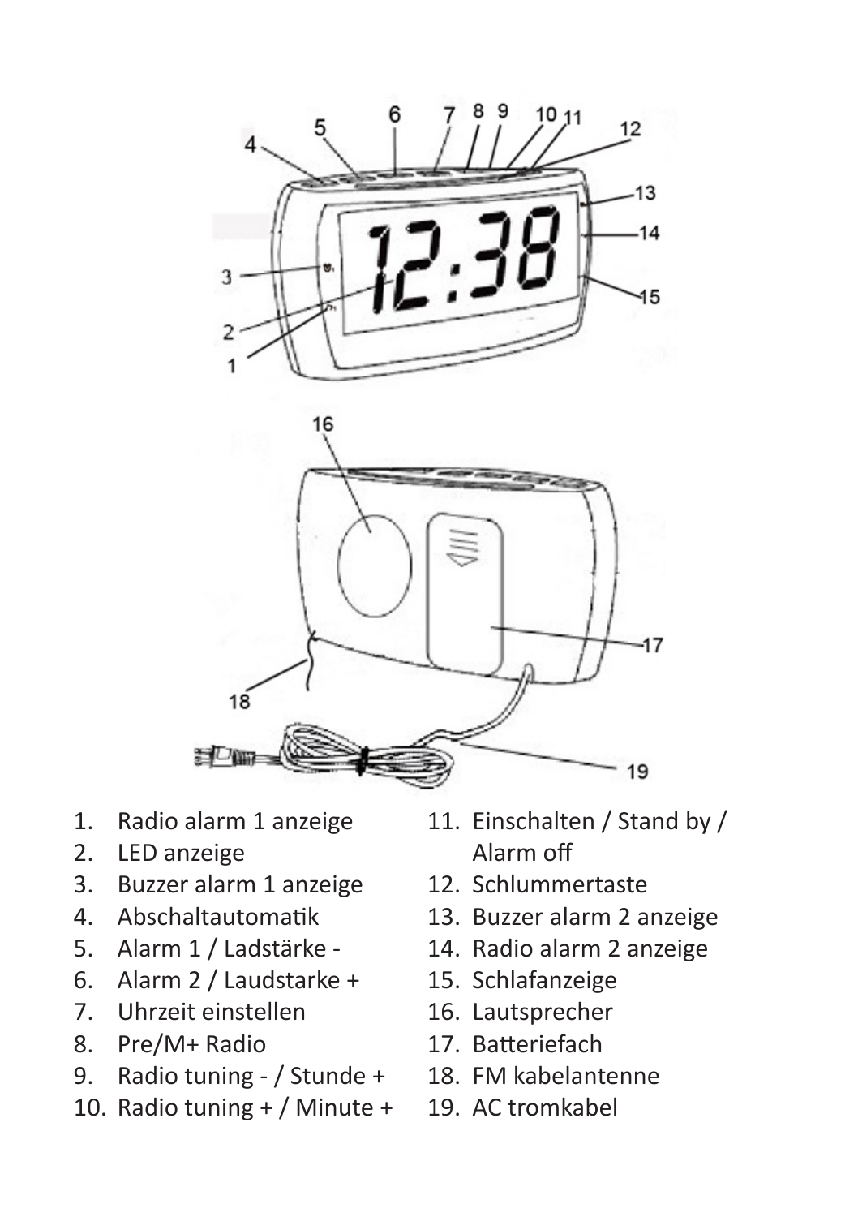1. Radio alarm 1 anzeige
2. LED anzeige
3. Buzzer alarm 1 anzeige
4. Abschaltautomatik
5. Alarm 1 / Ladstärke -
6. Alarm 2 / Laudstarke +
7. Uhrzeit einstellen
8. Pre/M+ Radio
9. Radio tuning - / Stunde +
10. Radio tuning + / Minute +
11. Einschalten / Stand by / Alarm off
12. Schlummertaste
13. Buzzer alarm 2 anzeige
14. Radio alarm 2 anzeige
15. Schlafanzeige
16. Lautsprecher
17. Batteriefach
18. FM kabelantenne
19. AC tromkabel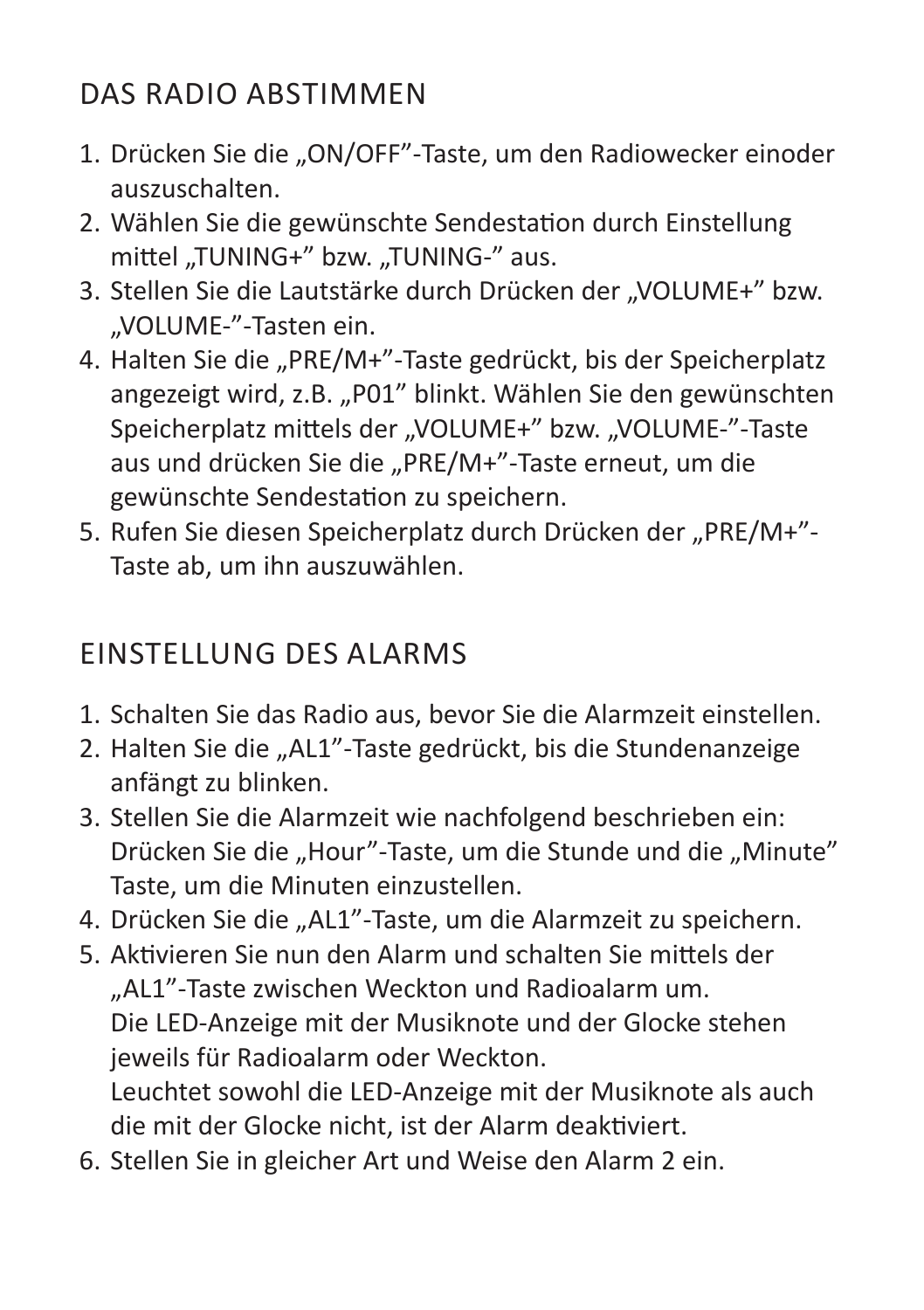## DAS RADIO ABSTIMMEN

1. Drücken Sie die „ON/OFF”-Taste, um den Radiowecker einoder auszuschalten.
2. Wählen Sie die gewünschte Sendestation durch Einstellung mittel „TUNING+” bzw. „TUNING-” aus.
3. Stellen Sie die Lautstärke durch Drücken der „VOLUME+” bzw. „VOLUME-”-Tasten ein.
4. Halten Sie die „PRE/M+”-Taste gedrückt, bis der Speicherplatz angezeigt wird, z.B. „P01” blinkt. Wählen Sie den gewünschten Speicherplatz mittels der „VOLUME+” bzw. „VOLUME-”-Taste aus und drücken Sie die „PRE/M+”-Taste erneut, um die gewünschte Sendestation zu speichern.
5. Rufen Sie diesen Speicherplatz durch Drücken der „PRE/M+”-Taste ab, um ihn auszuwählen.

## EINSTELLUNG DES ALARMS

1. Schalten Sie das Radio aus, bevor Sie die Alarmzeit einstellen.
2. Halten Sie die „AL1”-Taste gedrückt, bis die Stundenanzeige anfängt zu blinken.
3. Stellen Sie die Alarmzeit wie nachfolgend beschrieben ein: Drücken Sie die „Hour”-Taste, um die Stunde und die „Minute” Taste, um die Minuten einzustellen.
4. Drücken Sie die „AL1”-Taste, um die Alarmzeit zu speichern.
5. Aktivieren Sie nun den Alarm und schalten Sie mittels der „AL1”-Taste zwischen Weckton und Radioalarm um.
   Die LED-Anzeige mit der Musiknote und der Glocke stehen jeweils für Radioalarm oder Weckton.
   Leuchtet sowohl die LED-Anzeige mit der Musiknote als auch die mit der Glocke nicht, ist der Alarm deaktiviert.
6. Stellen Sie in gleicher Art und Weise den Alarm 2 ein.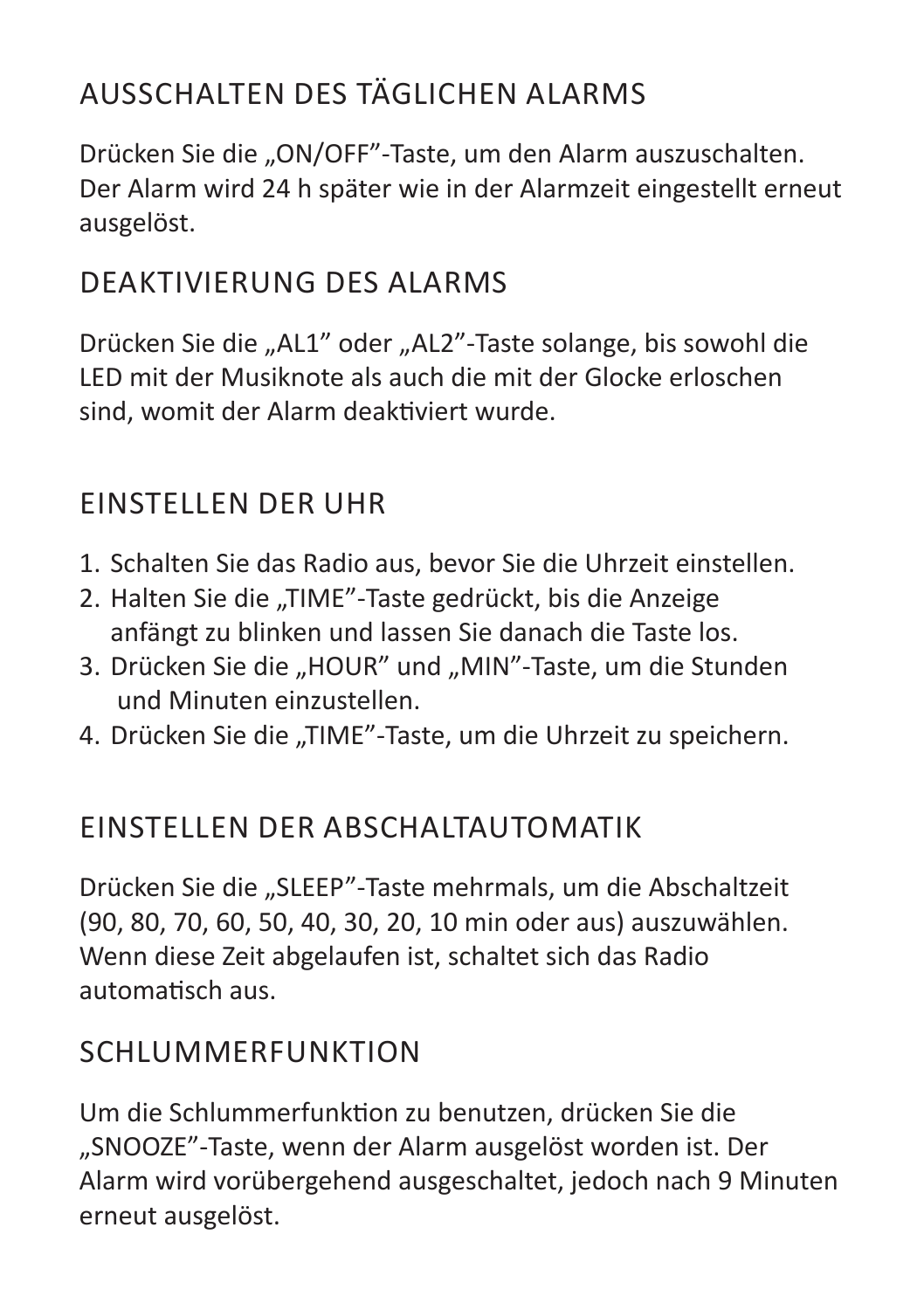## AUSSCHALTEN DES TÄGLICHEN ALARMS

Drücken Sie die „ON/OFF"-Taste, um den Alarm auszuschalten. Der Alarm wird 24 h später wie in der Alarmzeit eingestellt erneut ausgelöst.

## DEAKTIVIERUNG DES ALARMS

Drücken Sie die „AL1" oder „AL2"-Taste solange, bis sowohl die LED mit der Musiknote als auch die mit der Glocke erloschen sind, womit der Alarm deaktiviert wurde.

## EINSTELLEN DER UHR

1. Schalten Sie das Radio aus, bevor Sie die Uhrzeit einstellen.
2. Halten Sie die „TIME"-Taste gedrückt, bis die Anzeige anfängt zu blinken und lassen Sie danach die Taste los.
3. Drücken Sie die „HOUR" und „MIN"-Taste, um die Stunden und Minuten einzustellen.
4. Drücken Sie die „TIME"-Taste, um die Uhrzeit zu speichern.

## EINSTELLEN DER ABSCHALTAUTOMATIK

Drücken Sie die „SLEEP"-Taste mehrmals, um die Abschaltzeit (90, 80, 70, 60, 50, 40, 30, 20, 10 min oder aus) auszuwählen. Wenn diese Zeit abgelaufen ist, schaltet sich das Radio automatisch aus.

## SCHLUMMERFUNKTION

Um die Schlummerfunktion zu benutzen, drücken Sie die „SNOOZE"-Taste, wenn der Alarm ausgelöst worden ist. Der Alarm wird vorübergehend ausgeschaltet, jedoch nach 9 Minuten erneut ausgelöst.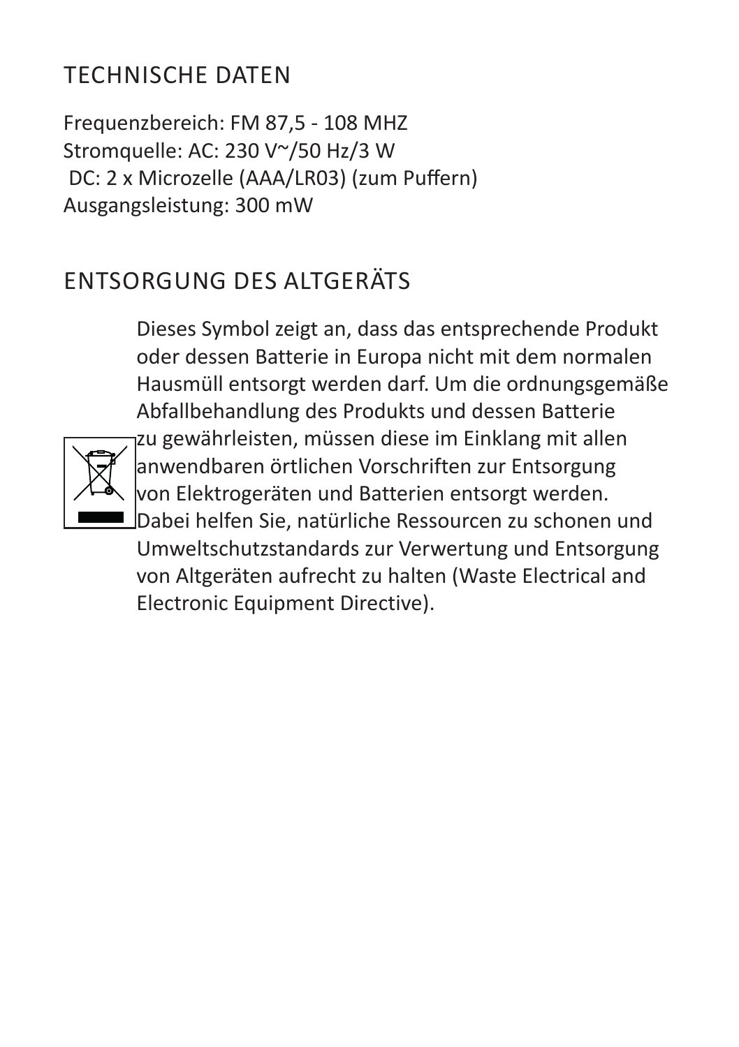## TECHNISCHE DATEN

Frequenzbereich: FM 87,5 - 108 MHZ
Stromquelle: AC: 230 V~/50 Hz/3 W
DC: 2 x Microzelle (AAA/LR03) (zum Puffern)
Ausgangsleistung: 300 mW

## ENTSORGUNG DES ALTGERÄTS

Dieses Symbol zeigt an, dass das entsprechende Produkt oder dessen Batterie in Europa nicht mit dem normalen Hausmüll entsorgt werden darf. Um die ordnungsgemäße Abfallbehandlung des Produkts und dessen Batterie zu gewährleisten, müssen diese im Einklang mit allen anwendbaren örtlichen Vorschriften zur Entsorgung von Elektrogeräten und Batterien entsorgt werden. Dabei helfen Sie, natürliche Ressourcen zu schonen und Umweltschutzstandards zur Verwertung und Entsorgung von Altgeräten aufrecht zu halten (Waste Electrical and Electronic Equipment Directive).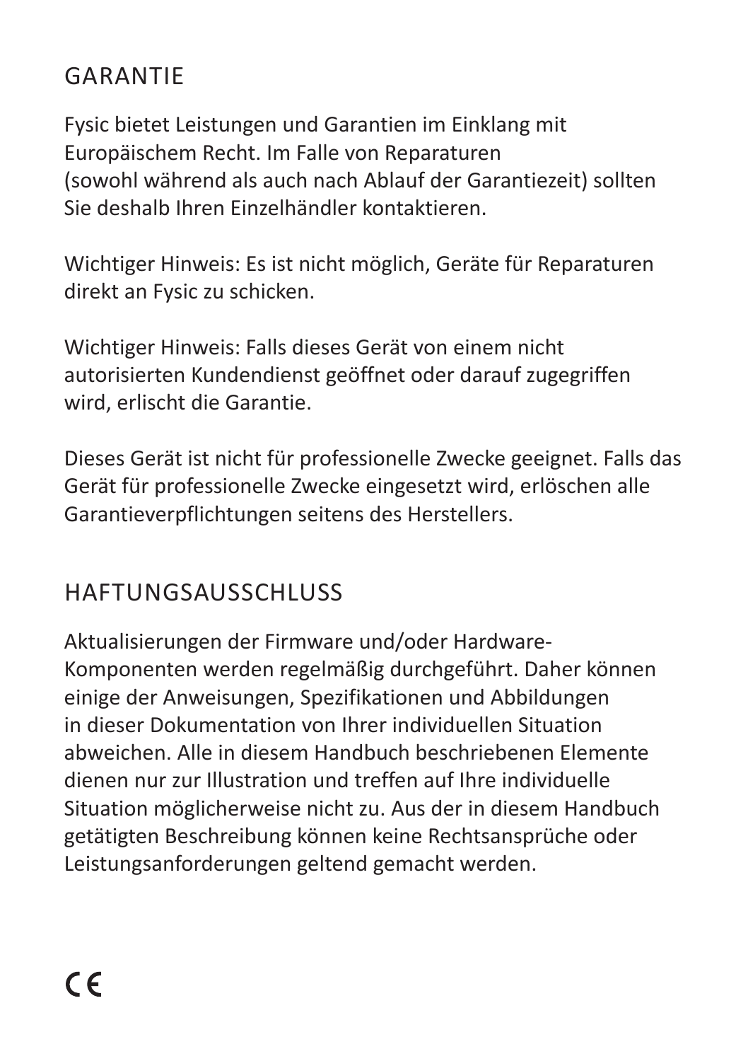## GARANTIE

Fysic bietet Leistungen und Garantien im Einklang mit Europäischem Recht. Im Falle von Reparaturen (sowohl während als auch nach Ablauf der Garantiezeit) sollten Sie deshalb Ihren Einzelhändler kontaktieren.

Wichtiger Hinweis: Es ist nicht möglich, Geräte für Reparaturen direkt an Fysic zu schicken.

Wichtiger Hinweis: Falls dieses Gerät von einem nicht autorisierten Kundendienst geöffnet oder darauf zugegriffen wird, erlischt die Garantie.

Dieses Gerät ist nicht für professionelle Zwecke geeignet. Falls das Gerät für professionelle Zwecke eingesetzt wird, erlöschen alle Garantieverpflichtungen seitens des Herstellers.

## HAFTUNGSAUSSCHLUSS

Aktualisierungen der Firmware und/oder Hardware-Komponenten werden regelmäßig durchgeführt. Daher können einige der Anweisungen, Spezifikationen und Abbildungen in dieser Dokumentation von Ihrer individuellen Situation abweichen. Alle in diesem Handbuch beschriebenen Elemente dienen nur zur Illustration und treffen auf Ihre individuelle Situation möglicherweise nicht zu. Aus der in diesem Handbuch getätigten Beschreibung können keine Rechtsansprüche oder Leistungsanforderungen geltend gemacht werden.

CE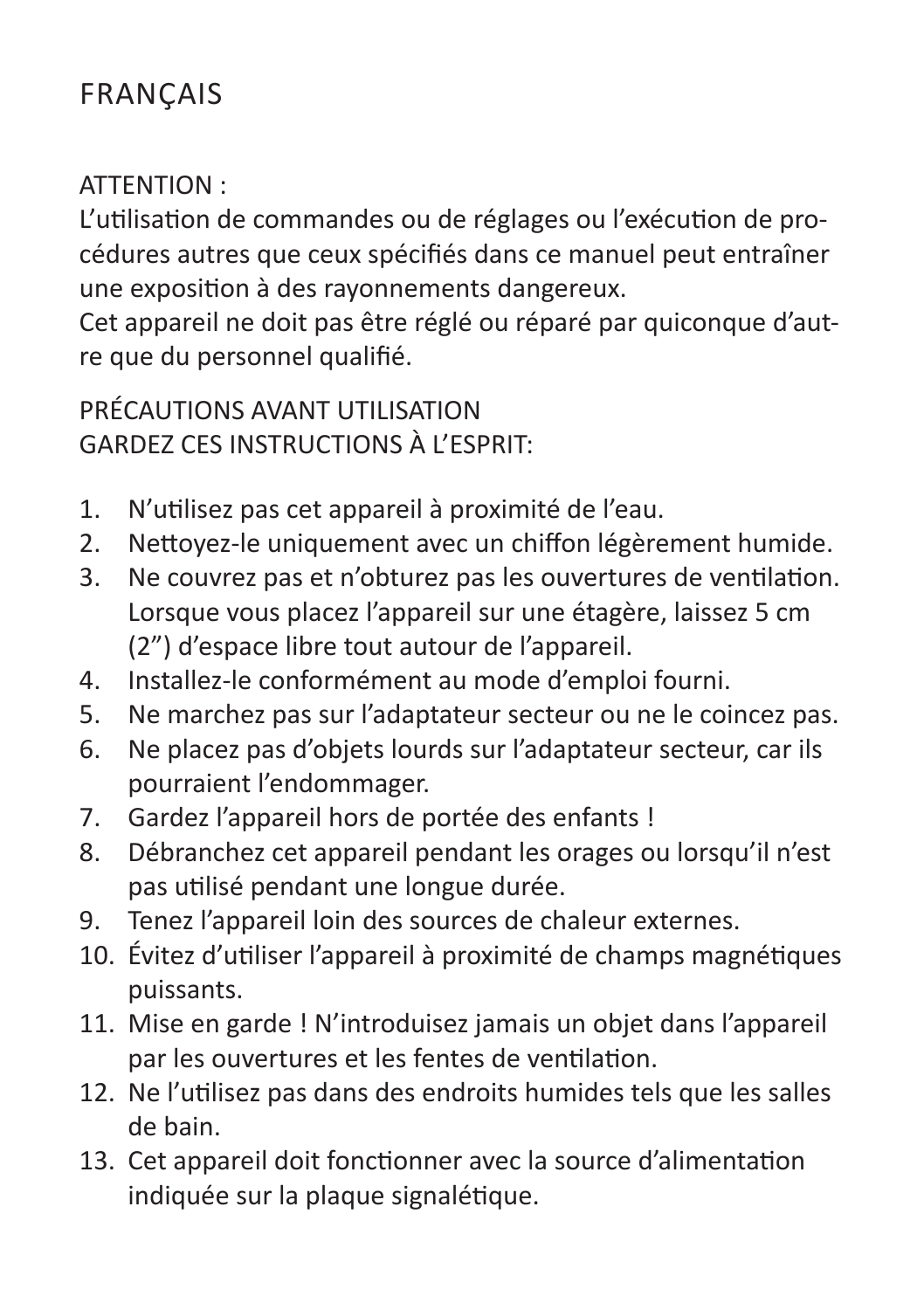# FRANÇAIS

ATTENTION :
L'utilisation de commandes ou de réglages ou l'exécution de procédures autres que ceux spécifiés dans ce manuel peut entraîner une exposition à des rayonnements dangereux.
Cet appareil ne doit pas être réglé ou réparé par quiconque d'autre que du personnel qualifié.

PRÉCAUTIONS AVANT UTILISATION
GARDEZ CES INSTRUCTIONS À L'ESPRIT:

1. N'utilisez pas cet appareil à proximité de l'eau.
2. Nettoyez-le uniquement avec un chiffon légèrement humide.
3. Ne couvrez pas et n'obturez pas les ouvertures de ventilation. Lorsque vous placez l'appareil sur une étagère, laissez 5 cm (2") d'espace libre tout autour de l'appareil.
4. Installez-le conformément au mode d'emploi fourni.
5. Ne marchez pas sur l'adaptateur secteur ou ne le coincez pas.
6. Ne placez pas d'objets lourds sur l'adaptateur secteur, car ils pourraient l'endommager.
7. Gardez l'appareil hors de portée des enfants !
8. Débranchez cet appareil pendant les orages ou lorsqu'il n'est pas utilisé pendant une longue durée.
9. Tenez l'appareil loin des sources de chaleur externes.
10. Évitez d'utiliser l'appareil à proximité de champs magnétiques puissants.
11. Mise en garde ! N'introduisez jamais un objet dans l'appareil par les ouvertures et les fentes de ventilation.
12. Ne l'utilisez pas dans des endroits humides tels que les salles de bain.
13. Cet appareil doit fonctionner avec la source d'alimentation indiquée sur la plaque signalétique.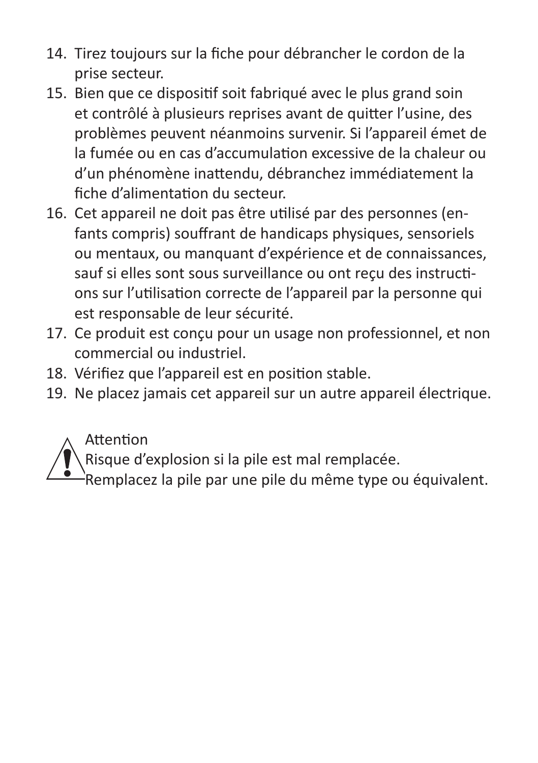14. Tirez toujours sur la fiche pour débrancher le cordon de la prise secteur.
15. Bien que ce dispositif soit fabriqué avec le plus grand soin et contrôlé à plusieurs reprises avant de quitter l'usine, des problèmes peuvent néanmoins survenir. Si l'appareil émet de la fumée ou en cas d'accumulation excessive de la chaleur ou d'un phénomène inattendu, débranchez immédiatement la fiche d'alimentation du secteur.
16. Cet appareil ne doit pas être utilisé par des personnes (enfants compris) souffrant de handicaps physiques, sensoriels ou mentaux, ou manquant d'expérience et de connaissances, sauf si elles sont sous surveillance ou ont reçu des instructions sur l'utilisation correcte de l'appareil par la personne qui est responsable de leur sécurité.
17. Ce produit est conçu pour un usage non professionnel, et non commercial ou industriel.
18. Vérifiez que l'appareil est en position stable.
19. Ne placez jamais cet appareil sur un autre appareil électrique.

⚠ Attention
Risque d'explosion si la pile est mal remplacée.
Remplacez la pile par une pile du même type ou équivalent.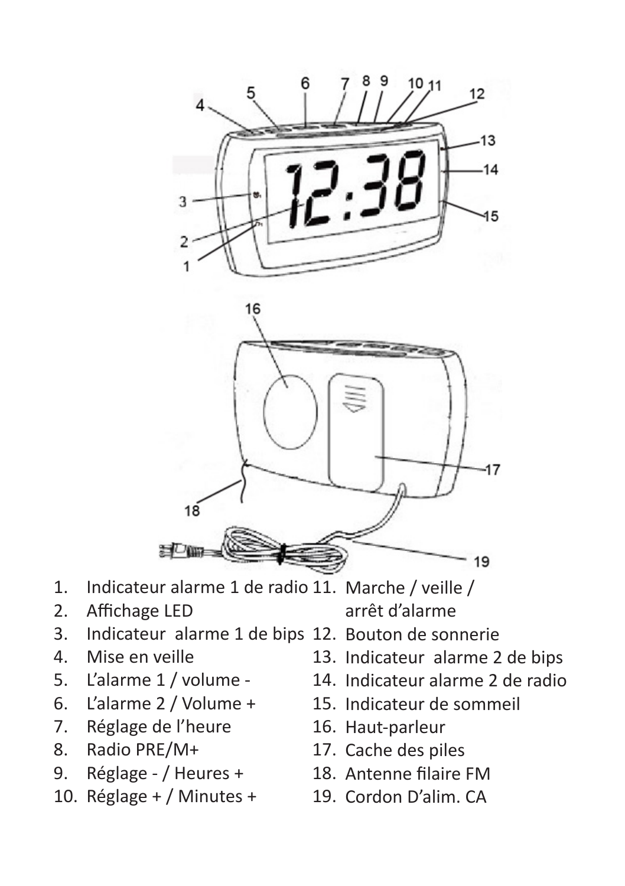1. Indicateur alarme 1 de radio
2. Affichage LED
3. Indicateur  alarme 1 de bips
4. Mise en veille
5. L'alarme 1 / volume -
6. L'alarme 2 / Volume +
7. Réglage de l'heure
8. Radio PRE/M+
9. Réglage - / Heures +
10. Réglage + / Minutes +
11. Marche / veille / arrêt d'alarme
12. Bouton de sonnerie
13. Indicateur  alarme 2 de bips
14. Indicateur alarme 2 de radio
15. Indicateur de sommeil
16. Haut-parleur
17. Cache des piles
18. Antenne filaire FM
19. Cordon D'alim. CA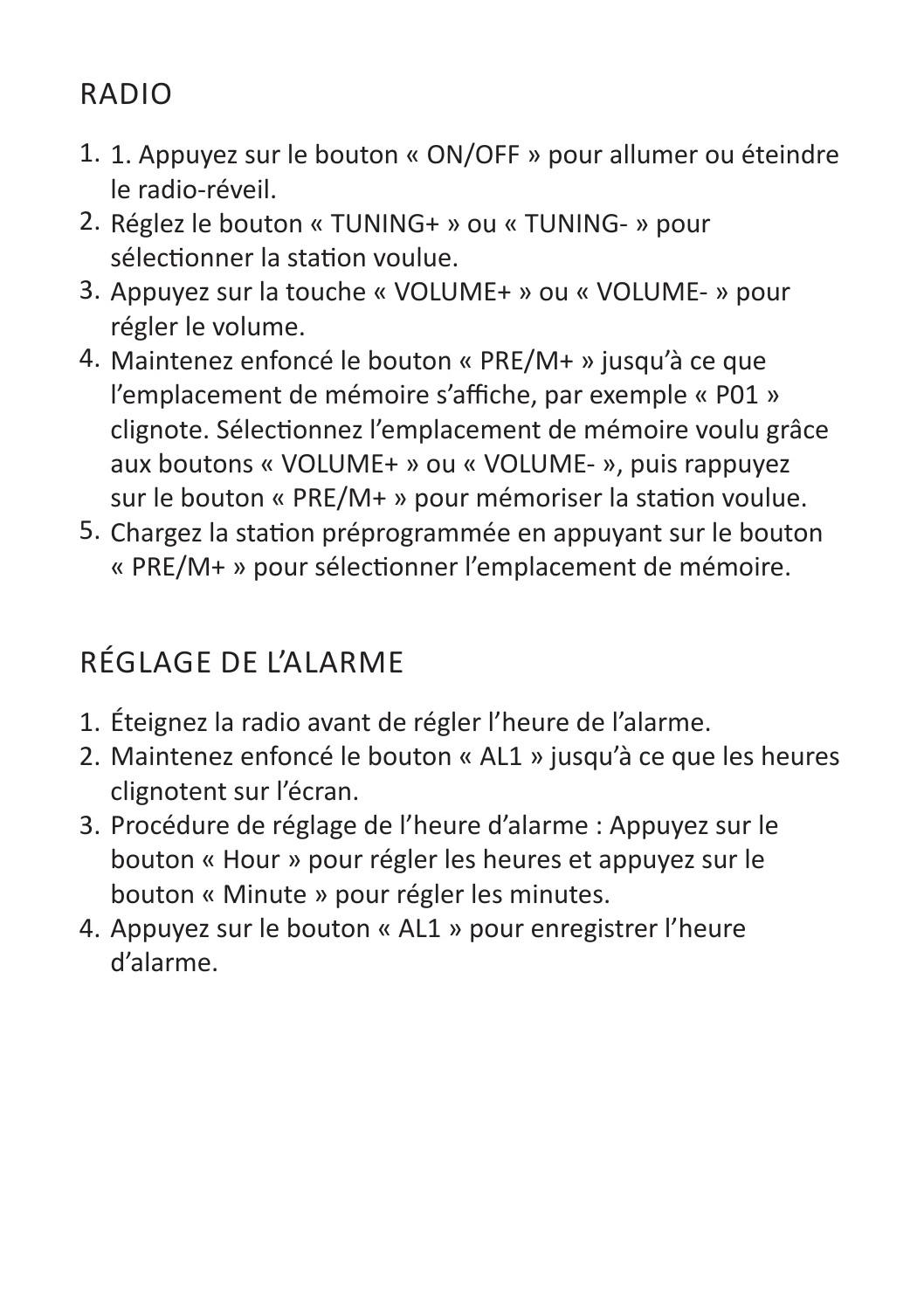## RADIO

1. 1. Appuyez sur le bouton « ON/OFF » pour allumer ou éteindre le radio-réveil.
2. Réglez le bouton « TUNING+ » ou « TUNING- » pour sélectionner la station voulue.
3. Appuyez sur la touche « VOLUME+ » ou « VOLUME- » pour régler le volume.
4. Maintenez enfoncé le bouton « PRE/M+ » jusqu'à ce que l'emplacement de mémoire s'affiche, par exemple « P01 » clignote. Sélectionnez l'emplacement de mémoire voulu grâce aux boutons « VOLUME+ » ou « VOLUME- », puis rappuyez sur le bouton « PRE/M+ » pour mémoriser la station voulue.
5. Chargez la station préprogrammée en appuyant sur le bouton « PRE/M+ » pour sélectionner l'emplacement de mémoire.

## RÉGLAGE DE L'ALARME

1. Éteignez la radio avant de régler l'heure de l'alarme.
2. Maintenez enfoncé le bouton « AL1 » jusqu'à ce que les heures clignotent sur l'écran.
3. Procédure de réglage de l'heure d'alarme : Appuyez sur le bouton « Hour » pour régler les heures et appuyez sur le bouton « Minute » pour régler les minutes.
4. Appuyez sur le bouton « AL1 » pour enregistrer l'heure d'alarme.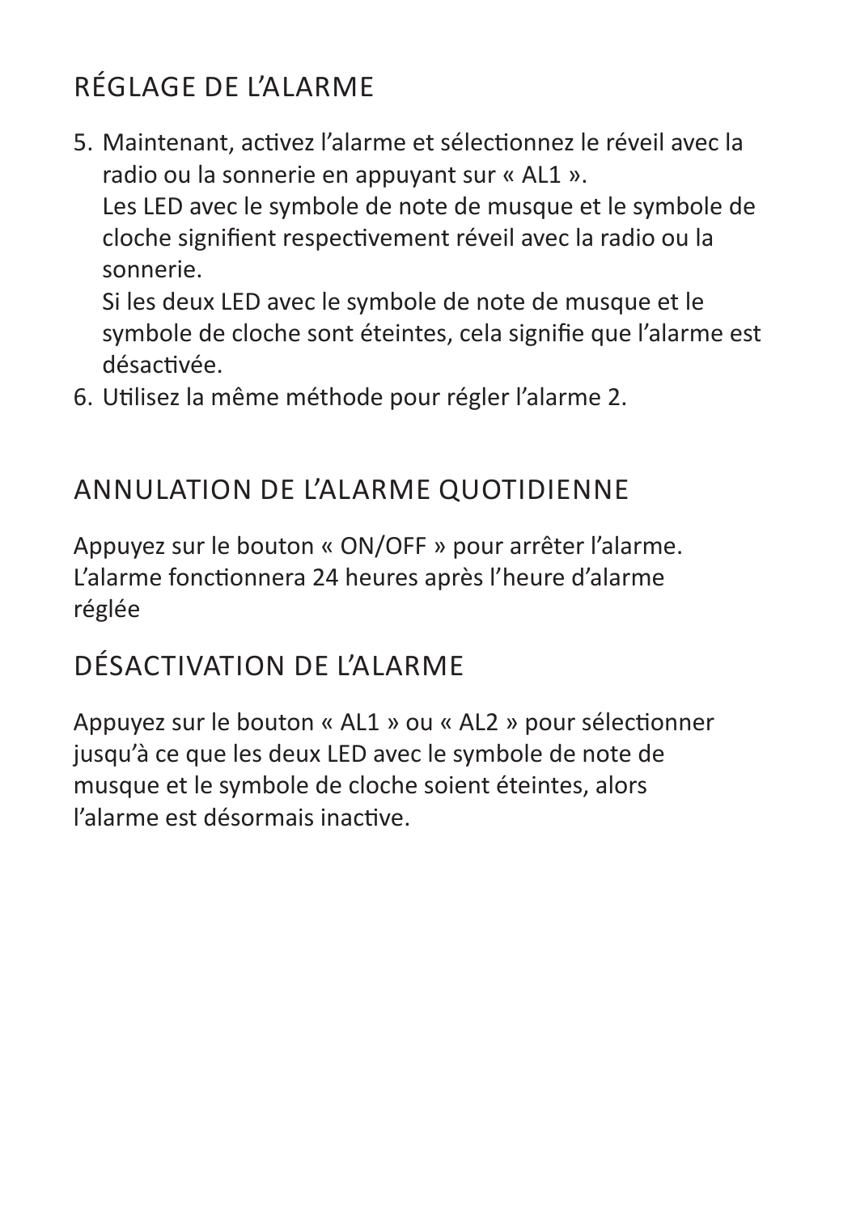## RÉGLAGE DE L'ALARME

5. Maintenant, activez l'alarme et sélectionnez le réveil avec la radio ou la sonnerie en appuyant sur « AL1 ».
   Les LED avec le symbole de note de musque et le symbole de cloche signifient respectivement réveil avec la radio ou la sonnerie.
   Si les deux LED avec le symbole de note de musque et le symbole de cloche sont éteintes, cela signifie que l'alarme est désactivée.
6. Utilisez la même méthode pour régler l'alarme 2.

## ANNULATION DE L'ALARME QUOTIDIENNE

Appuyez sur le bouton « ON/OFF » pour arrêter l'alarme.
L'alarme fonctionnera 24 heures après l'heure d'alarme réglée

## DÉSACTIVATION DE L'ALARME

Appuyez sur le bouton « AL1 » ou « AL2 » pour sélectionner jusqu'à ce que les deux LED avec le symbole de note de musque et le symbole de cloche soient éteintes, alors l'alarme est désormais inactive.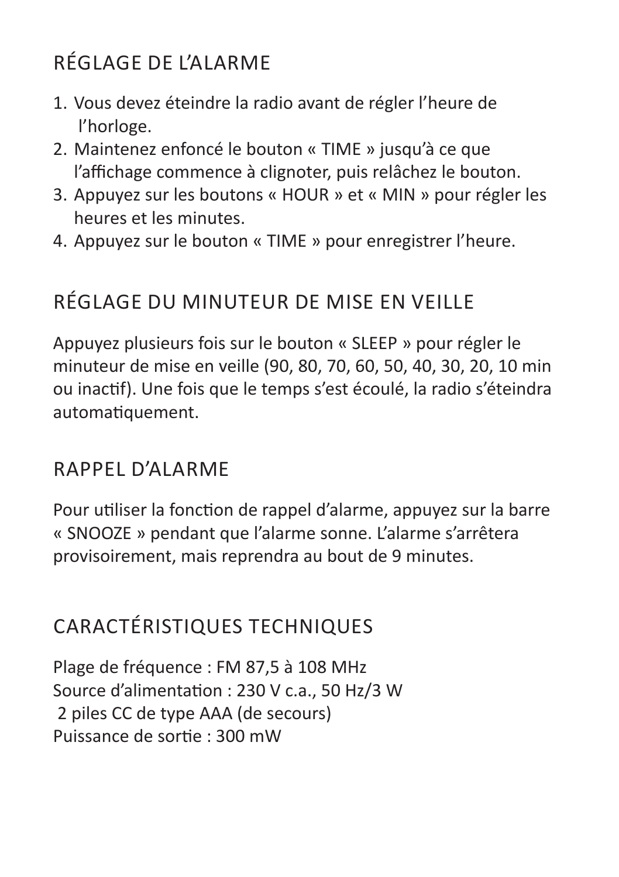## RÉGLAGE DE L'ALARME

1. Vous devez éteindre la radio avant de régler l'heure de l'horloge.
2. Maintenez enfoncé le bouton « TIME » jusqu'à ce que l'affichage commence à clignoter, puis relâchez le bouton.
3. Appuyez sur les boutons « HOUR » et « MIN » pour régler les heures et les minutes.
4. Appuyez sur le bouton « TIME » pour enregistrer l'heure.

## RÉGLAGE DU MINUTEUR DE MISE EN VEILLE

Appuyez plusieurs fois sur le bouton « SLEEP » pour régler le minuteur de mise en veille (90, 80, 70, 60, 50, 40, 30, 20, 10 min ou inactif). Une fois que le temps s'est écoulé, la radio s'éteindra automatiquement.

## RAPPEL D'ALARME

Pour utiliser la fonction de rappel d'alarme, appuyez sur la barre « SNOOZE » pendant que l'alarme sonne. L'alarme s'arrêtera provisoirement, mais reprendra au bout de 9 minutes.

## CARACTÉRISTIQUES TECHNIQUES

Plage de fréquence : FM 87,5 à 108 MHz
Source d'alimentation : 230 V c.a., 50 Hz/3 W
2 piles CC de type AAA (de secours)
Puissance de sortie : 300 mW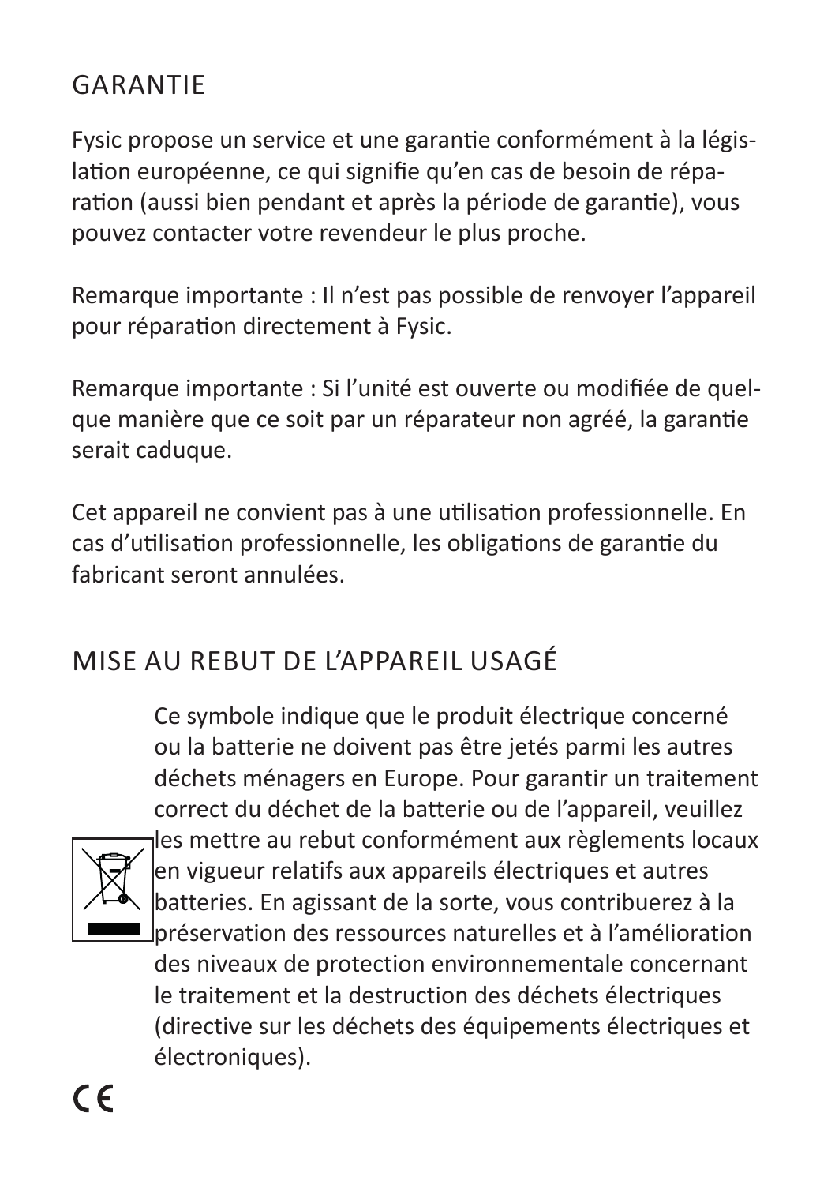# GARANTIE

Fysic propose un service et une garantie conformément à la législation européenne, ce qui signifie qu'en cas de besoin de réparation (aussi bien pendant et après la période de garantie), vous pouvez contacter votre revendeur le plus proche.

Remarque importante : Il n'est pas possible de renvoyer l'appareil pour réparation directement à Fysic.

Remarque importante : Si l'unité est ouverte ou modifiée de quelque manière que ce soit par un réparateur non agréé, la garantie serait caduque.

Cet appareil ne convient pas à une utilisation professionnelle. En cas d'utilisation professionnelle, les obligations de garantie du fabricant seront annulées.

# MISE AU REBUT DE L'APPAREIL USAGÉ

Ce symbole indique que le produit électrique concerné ou la batterie ne doivent pas être jetés parmi les autres déchets ménagers en Europe. Pour garantir un traitement correct du déchet de la batterie ou de l'appareil, veuillez les mettre au rebut conformément aux règlements locaux en vigueur relatifs aux appareils électriques et autres batteries. En agissant de la sorte, vous contribuerez à la préservation des ressources naturelles et à l'amélioration des niveaux de protection environnementale concernant le traitement et la destruction des déchets électriques (directive sur les déchets des équipements électriques et électroniques).

CE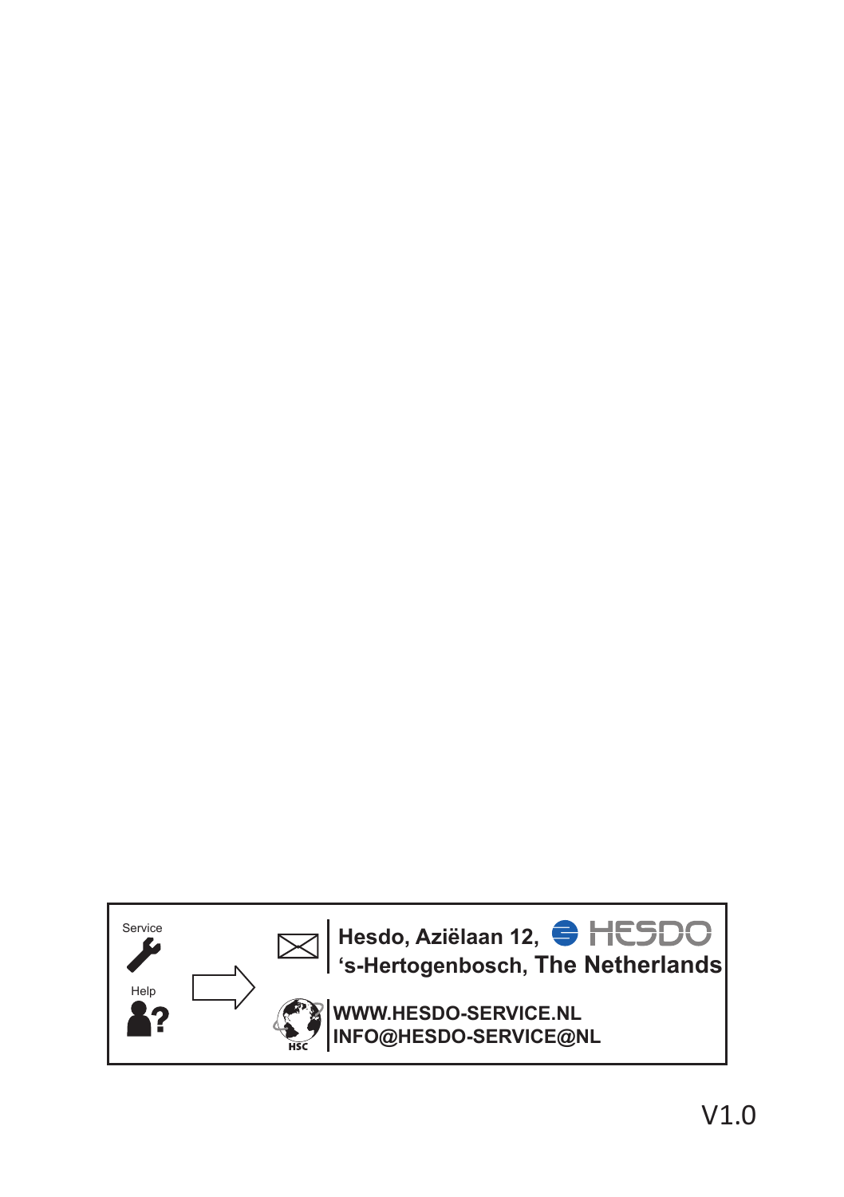Service

Help

Hesdo, Aziëlaan 12, HESDO
's-Hertogenbosch, The Netherlands

HSC

WWW.HESDO-SERVICE.NL
INFO@HESDO-SERVICE@NL

V1.0